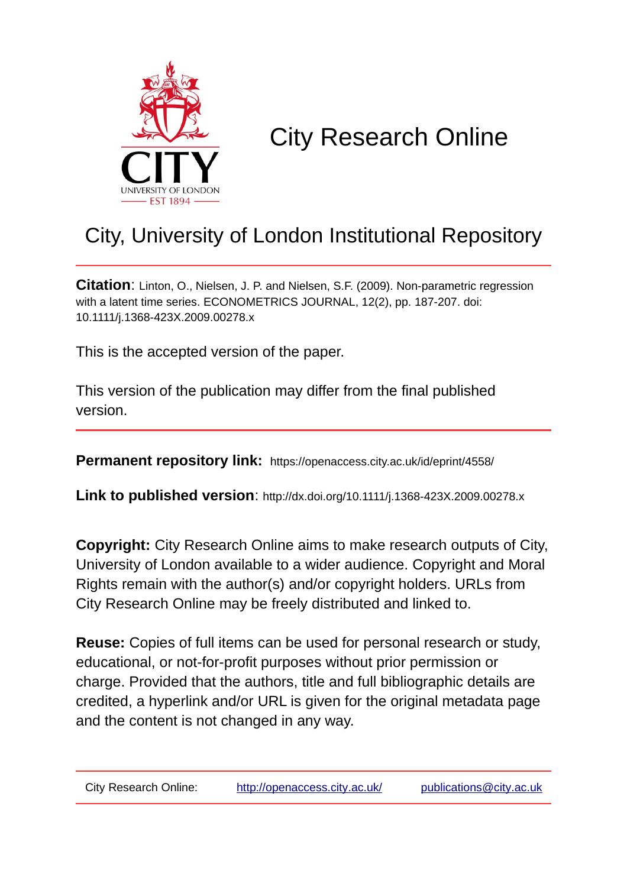# City Research Online

## City, University of London Institutional Repository

**Citation**: Linton, O., Nielsen, J. P. and Nielsen, S.F. (2009). Non-parametric regression with a latent time series. ECONOMETRICS JOURNAL, 12(2), pp. 187-207. doi: 10.1111/j.1368-423X.2009.00278.x

This is the accepted version of the paper.

This version of the publication may differ from the final published version.

**Permanent repository link:** https://openaccess.city.ac.uk/id/eprint/4558/

**Link to published version**: http://dx.doi.org/10.1111/j.1368-423X.2009.00278.x

**Copyright:** City Research Online aims to make research outputs of City, University of London available to a wider audience. Copyright and Moral Rights remain with the author(s) and/or copyright holders. URLs from City Research Online may be freely distributed and linked to.

**Reuse:** Copies of full items can be used for personal research or study, educational, or not-for-profit purposes without prior permission or charge. Provided that the authors, title and full bibliographic details are credited, a hyperlink and/or URL is given for the original metadata page and the content is not changed in any way.

City Research Online: http://openaccess.city.ac.uk/ publications@city.ac.uk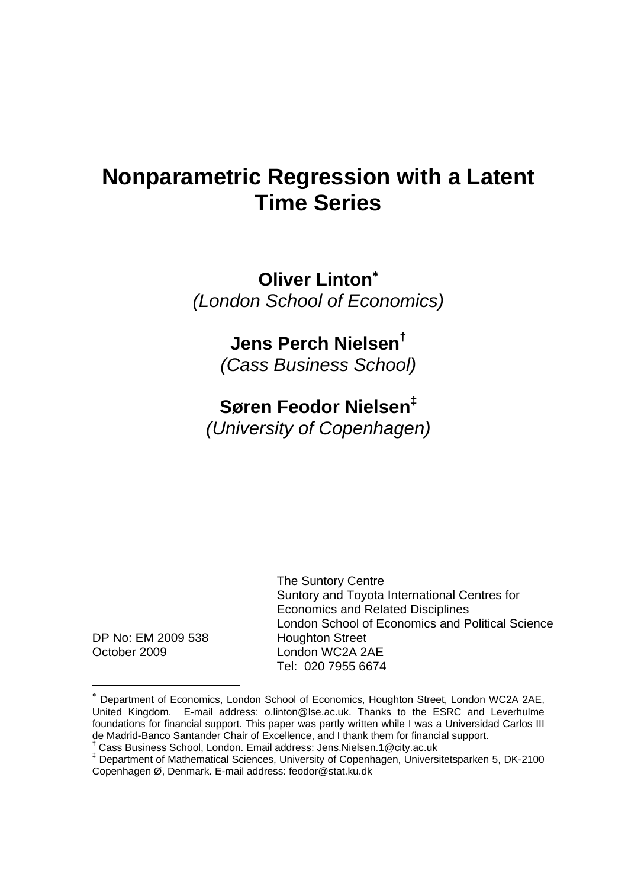# Nonparametric Regression with a Latent Time Series

**Oliver Linton**[*]
*(London School of Economics)*

**Jens Perch Nielsen**[†]
*(Cass Business School)*

**Søren Feodor Nielsen**[‡]
*(University of Copenhagen)*

DP No: EM 2009 538
October 2009

The Suntory Centre
Suntory and Toyota International Centres for Economics and Related Disciplines
London School of Economics and Political Science
Houghton Street
London WC2A 2AE
Tel: 020 7955 6674

---

[*] Department of Economics, London School of Economics, Houghton Street, London WC2A 2AE, United Kingdom. E-mail address: o.linton@lse.ac.uk. Thanks to the ESRC and Leverhulme foundations for financial support. This paper was partly written while I was a Universidad Carlos III de Madrid-Banco Santander Chair of Excellence, and I thank them for financial support.

[†] Cass Business School, London. Email address: Jens.Nielsen.1@city.ac.uk

[‡] Department of Mathematical Sciences, University of Copenhagen, Universitetsparken 5, DK-2100 Copenhagen Ø, Denmark. E-mail address: feodor@stat.ku.dk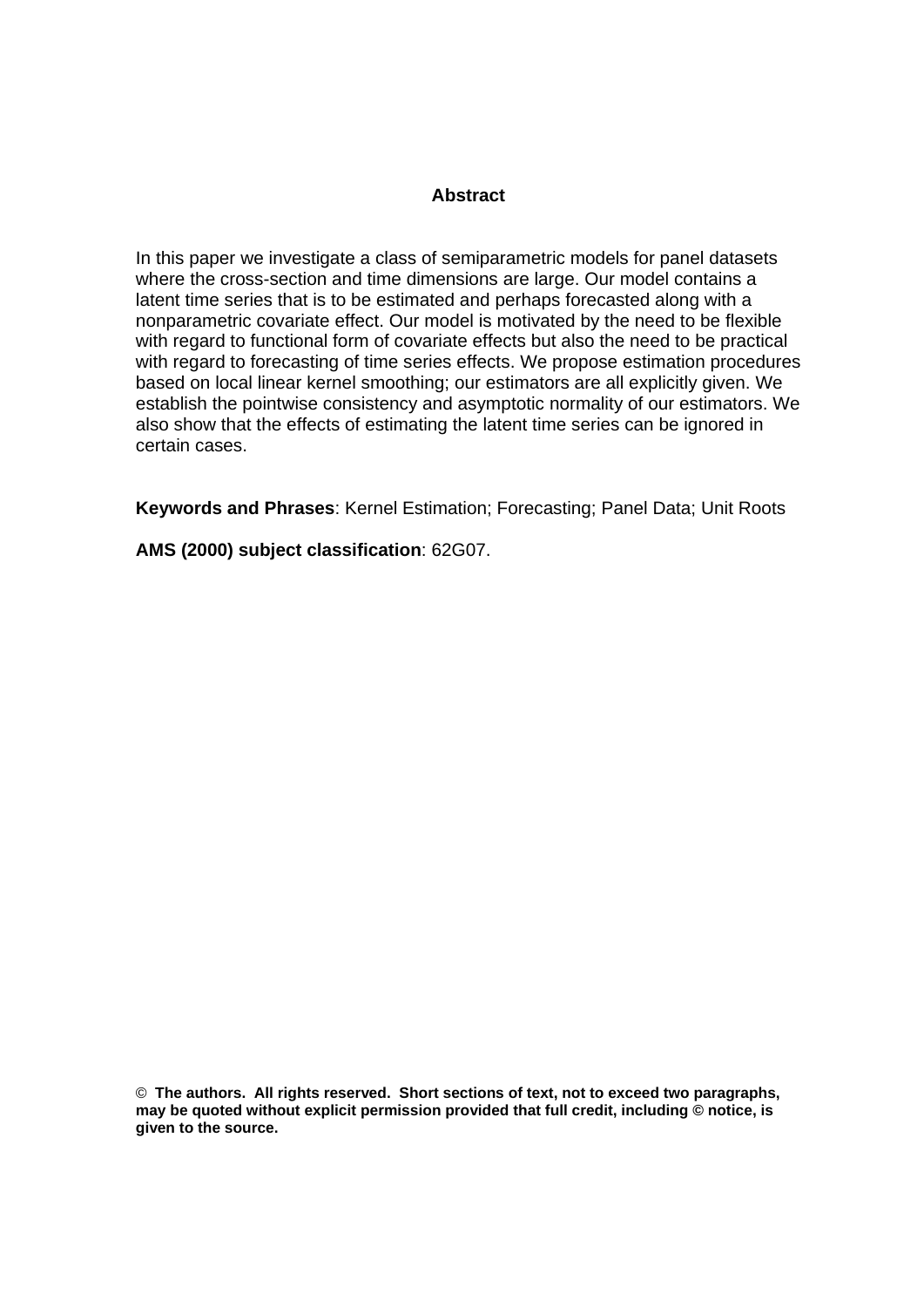## Abstract

In this paper we investigate a class of semiparametric models for panel datasets where the cross-section and time dimensions are large. Our model contains a latent time series that is to be estimated and perhaps forecasted along with a nonparametric covariate effect. Our model is motivated by the need to be flexible with regard to functional form of covariate effects but also the need to be practical with regard to forecasting of time series effects. We propose estimation procedures based on local linear kernel smoothing; our estimators are all explicitly given. We establish the pointwise consistency and asymptotic normality of our estimators. We also show that the effects of estimating the latent time series can be ignored in certain cases.

**Keywords and Phrases**: Kernel Estimation; Forecasting; Panel Data; Unit Roots

**AMS (2000) subject classification**: 62G07.

**© The authors. All rights reserved. Short sections of text, not to exceed two paragraphs, may be quoted without explicit permission provided that full credit, including © notice, is given to the source.**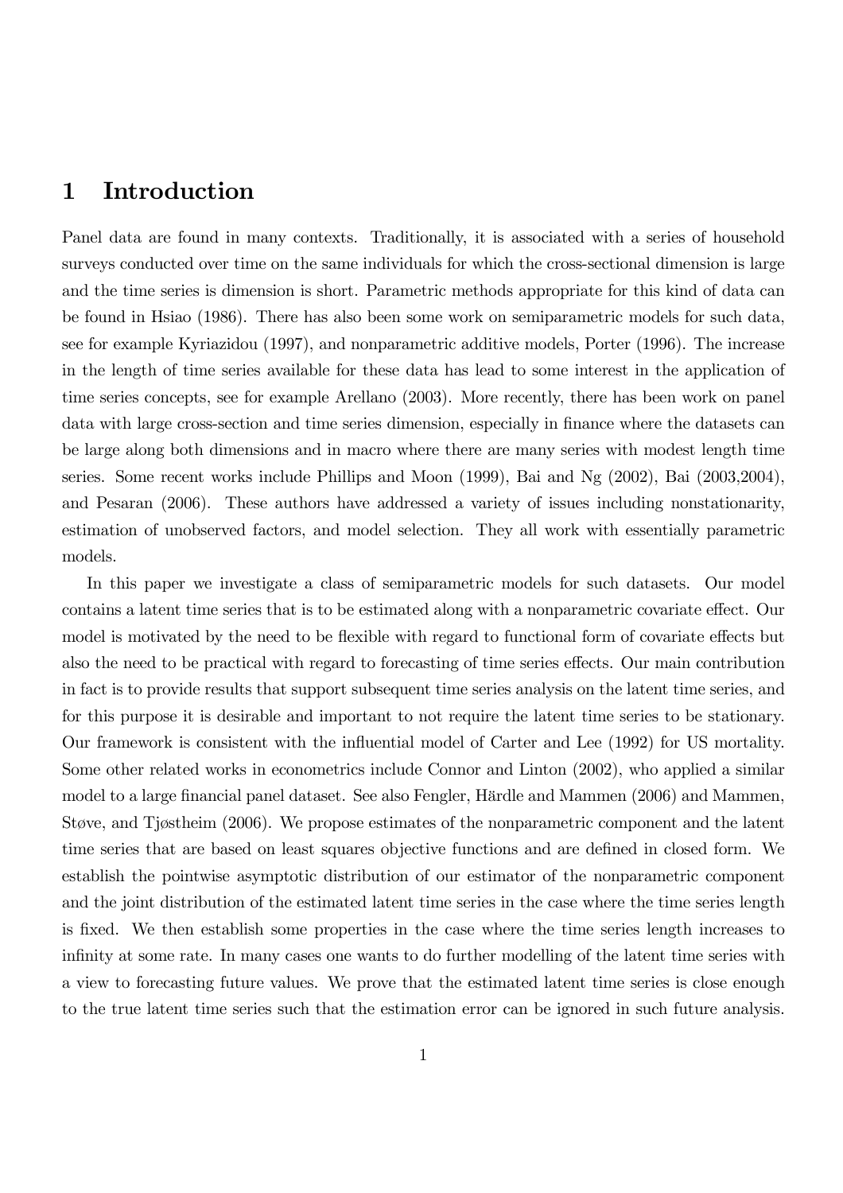# 1 Introduction

Panel data are found in many contexts. Traditionally, it is associated with a series of household surveys conducted over time on the same individuals for which the cross-sectional dimension is large and the time series is dimension is short. Parametric methods appropriate for this kind of data can be found in Hsiao (1986). There has also been some work on semiparametric models for such data, see for example Kyriazidou (1997), and nonparametric additive models, Porter (1996). The increase in the length of time series available for these data has lead to some interest in the application of time series concepts, see for example Arellano (2003). More recently, there has been work on panel data with large cross-section and time series dimension, especially in finance where the datasets can be large along both dimensions and in macro where there are many series with modest length time series. Some recent works include Phillips and Moon (1999), Bai and Ng (2002), Bai (2003,2004), and Pesaran (2006). These authors have addressed a variety of issues including nonstationarity, estimation of unobserved factors, and model selection. They all work with essentially parametric models.

In this paper we investigate a class of semiparametric models for such datasets. Our model contains a latent time series that is to be estimated along with a nonparametric covariate effect. Our model is motivated by the need to be flexible with regard to functional form of covariate effects but also the need to be practical with regard to forecasting of time series effects. Our main contribution in fact is to provide results that support subsequent time series analysis on the latent time series, and for this purpose it is desirable and important to not require the latent time series to be stationary. Our framework is consistent with the influential model of Carter and Lee (1992) for US mortality. Some other related works in econometrics include Connor and Linton (2002), who applied a similar model to a large financial panel dataset. See also Fengler, Härdle and Mammen (2006) and Mammen, Støve, and Tjøstheim (2006). We propose estimates of the nonparametric component and the latent time series that are based on least squares objective functions and are defined in closed form. We establish the pointwise asymptotic distribution of our estimator of the nonparametric component and the joint distribution of the estimated latent time series in the case where the time series length is fixed. We then establish some properties in the case where the time series length increases to infinity at some rate. In many cases one wants to do further modelling of the latent time series with a view to forecasting future values. We prove that the estimated latent time series is close enough to the true latent time series such that the estimation error can be ignored in such future analysis.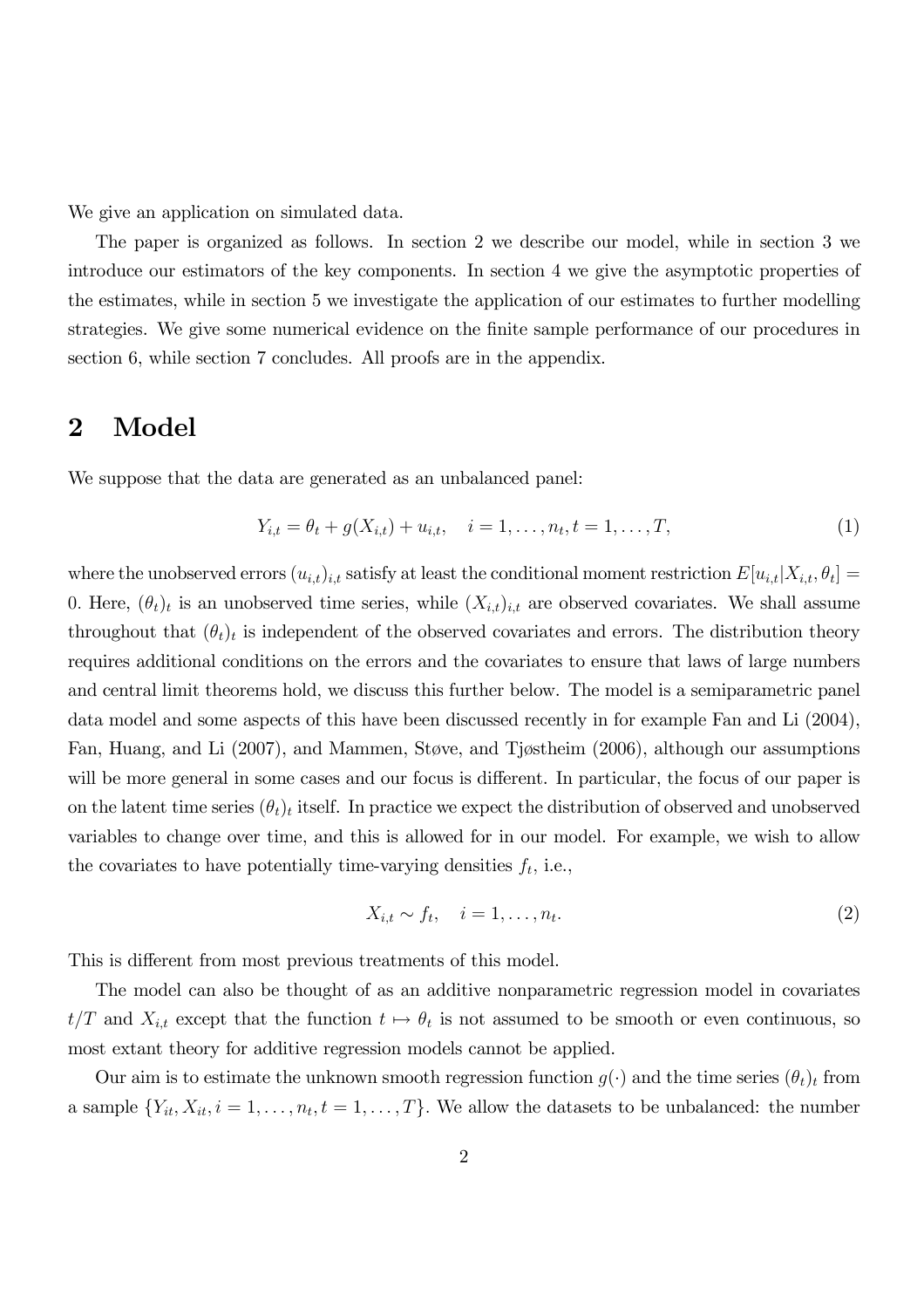We give an application on simulated data.

The paper is organized as follows. In section 2 we describe our model, while in section 3 we introduce our estimators of the key components. In section 4 we give the asymptotic properties of the estimates, while in section 5 we investigate the application of our estimates to further modelling strategies. We give some numerical evidence on the finite sample performance of our procedures in section 6, while section 7 concludes. All proofs are in the appendix.

## 2 Model

We suppose that the data are generated as an unbalanced panel:

$$Y_{i,t} = \theta_t + g(X_{i,t}) + u_{i,t}, \quad i = 1, \ldots, n_t, t = 1, \ldots, T, \tag{1}$$

where the unobserved errors $(u_{i,t})_{i,t}$ satisfy at least the conditional moment restriction $E[u_{i,t}|X_{i,t}, \theta_t] = 0$. Here, $(\theta_t)_t$ is an unobserved time series, while $(X_{i,t})_{i,t}$ are observed covariates. We shall assume throughout that $(\theta_t)_t$ is independent of the observed covariates and errors. The distribution theory requires additional conditions on the errors and the covariates to ensure that laws of large numbers and central limit theorems hold, we discuss this further below. The model is a semiparametric panel data model and some aspects of this have been discussed recently in for example Fan and Li (2004), Fan, Huang, and Li (2007), and Mammen, Støve, and Tjøstheim (2006), although our assumptions will be more general in some cases and our focus is different. In particular, the focus of our paper is on the latent time series $(\theta_t)_t$ itself. In practice we expect the distribution of observed and unobserved variables to change over time, and this is allowed for in our model. For example, we wish to allow the covariates to have potentially time-varying densities $f_t$, i.e.,

$$X_{i,t} \sim f_t, \quad i = 1, \ldots, n_t. \tag{2}$$

This is different from most previous treatments of this model.

The model can also be thought of as an additive nonparametric regression model in covariates $t/T$ and $X_{i,t}$ except that the function $t \mapsto \theta_t$ is not assumed to be smooth or even continuous, so most extant theory for additive regression models cannot be applied.

Our aim is to estimate the unknown smooth regression function $g(\cdot)$ and the time series $(\theta_t)_t$ from a sample $\{Y_{it}, X_{it}, i = 1, \ldots, n_t, t = 1, \ldots, T\}$. We allow the datasets to be unbalanced: the number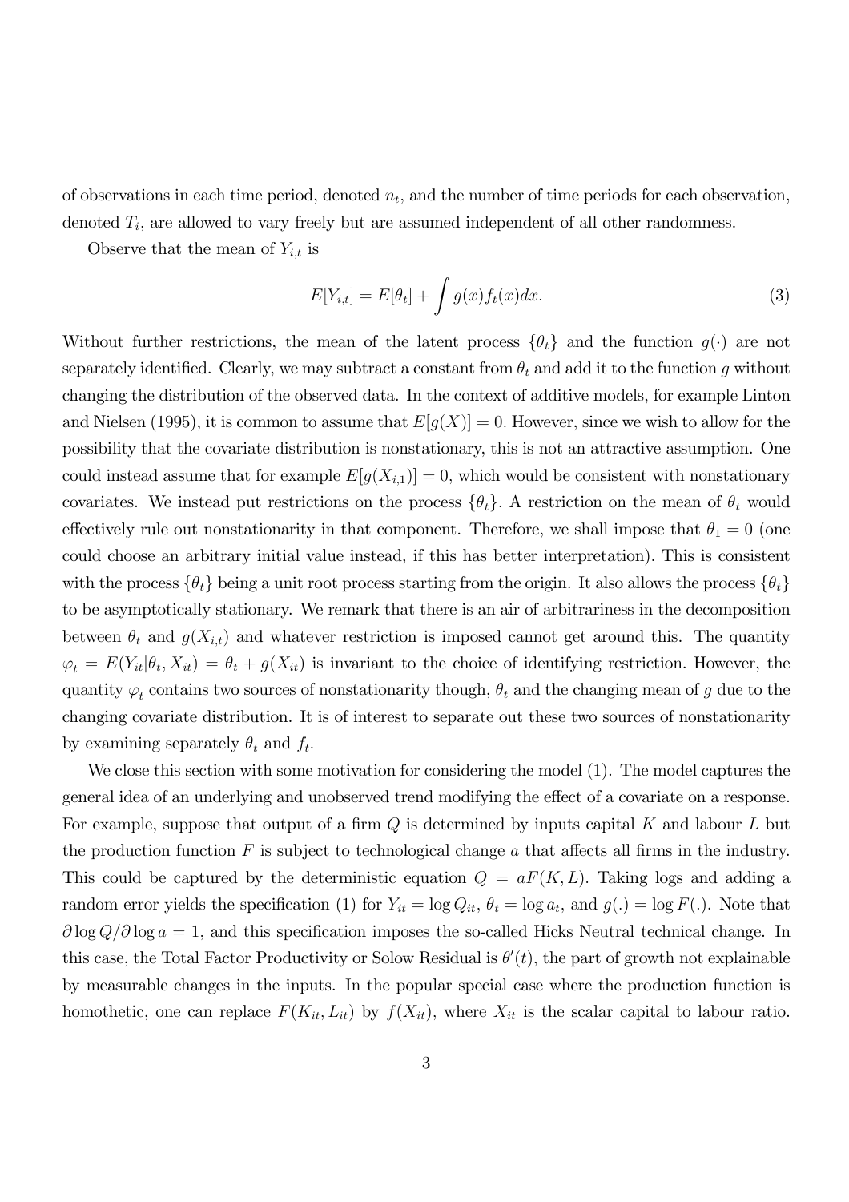of observations in each time period, denoted $n_t$, and the number of time periods for each observation, denoted $T_i$, are allowed to vary freely but are assumed independent of all other randomness.

Observe that the mean of $Y_{i,t}$ is

$$E[Y_{i,t}] = E[\theta_t] + \int g(x) f_t(x) dx. \tag{3}$$

Without further restrictions, the mean of the latent process $\{\theta_t\}$ and the function $g(\cdot)$ are not separately identified. Clearly, we may subtract a constant from $\theta_t$ and add it to the function $g$ without changing the distribution of the observed data. In the context of additive models, for example Linton and Nielsen (1995), it is common to assume that $E[g(X)] = 0$. However, since we wish to allow for the possibility that the covariate distribution is nonstationary, this is not an attractive assumption. One could instead assume that for example $E[g(X_{i,1})] = 0$, which would be consistent with nonstationary covariates. We instead put restrictions on the process $\{\theta_t\}$. A restriction on the mean of $\theta_t$ would effectively rule out nonstationarity in that component. Therefore, we shall impose that $\theta_1 = 0$ (one could choose an arbitrary initial value instead, if this has better interpretation). This is consistent with the process $\{\theta_t\}$ being a unit root process starting from the origin. It also allows the process $\{\theta_t\}$ to be asymptotically stationary. We remark that there is an air of arbitrariness in the decomposition between $\theta_t$ and $g(X_{i,t})$ and whatever restriction is imposed cannot get around this. The quantity $\varphi_t = E(Y_{it}|\theta_t, X_{it}) = \theta_t + g(X_{it})$ is invariant to the choice of identifying restriction. However, the quantity $\varphi_t$ contains two sources of nonstationarity though, $\theta_t$ and the changing mean of $g$ due to the changing covariate distribution. It is of interest to separate out these two sources of nonstationarity by examining separately $\theta_t$ and $f_t$.

We close this section with some motivation for considering the model (1). The model captures the general idea of an underlying and unobserved trend modifying the effect of a covariate on a response. For example, suppose that output of a firm $Q$ is determined by inputs capital $K$ and labour $L$ but the production function $F$ is subject to technological change $a$ that affects all firms in the industry. This could be captured by the deterministic equation $Q = aF(K, L)$. Taking logs and adding a random error yields the specification (1) for $Y_{it} = \log Q_{it}$, $\theta_t = \log a_t$, and $g(.) = \log F(.)$. Note that $\partial \log Q / \partial \log a = 1$, and this specification imposes the so-called Hicks Neutral technical change. In this case, the Total Factor Productivity or Solow Residual is $\theta'(t)$, the part of growth not explainable by measurable changes in the inputs. In the popular special case where the production function is homothetic, one can replace $F(K_{it}, L_{it})$ by $f(X_{it})$, where $X_{it}$ is the scalar capital to labour ratio.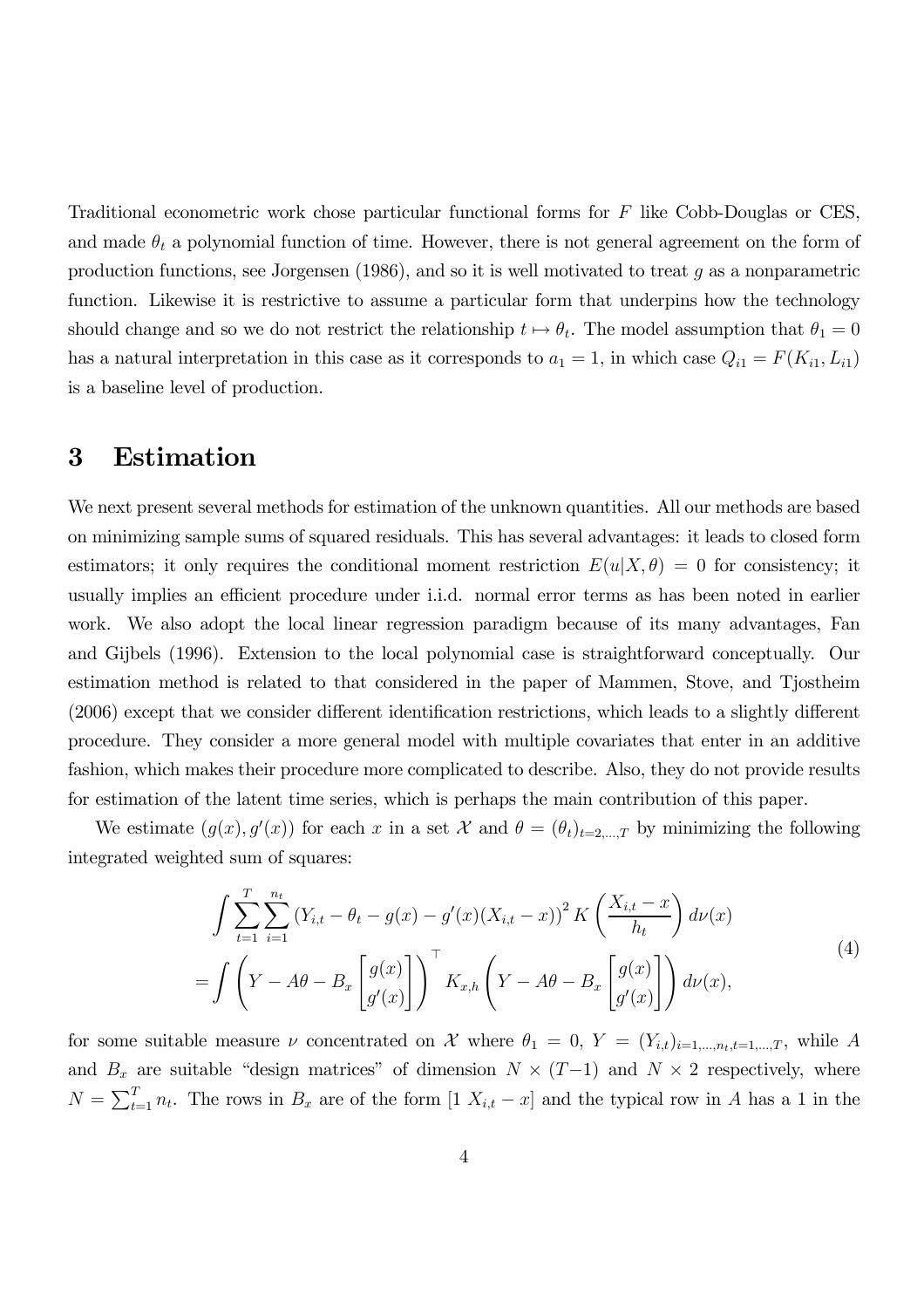Traditional econometric work chose particular functional forms for $F$ like Cobb-Douglas or CES, and made $\theta_t$ a polynomial function of time. However, there is not general agreement on the form of production functions, see Jorgensen (1986), and so it is well motivated to treat $g$ as a nonparametric function. Likewise it is restrictive to assume a particular form that underpins how the technology should change and so we do not restrict the relationship $t \mapsto \theta_t$. The model assumption that $\theta_1 = 0$ has a natural interpretation in this case as it corresponds to $a_1 = 1$, in which case $Q_{i1} = F(K_{i1}, L_{i1})$ is a baseline level of production.

# 3 Estimation

We next present several methods for estimation of the unknown quantities. All our methods are based on minimizing sample sums of squared residuals. This has several advantages: it leads to closed form estimators; it only requires the conditional moment restriction $E(u|X, \theta) = 0$ for consistency; it usually implies an efficient procedure under i.i.d. normal error terms as has been noted in earlier work. We also adopt the local linear regression paradigm because of its many advantages, Fan and Gijbels (1996). Extension to the local polynomial case is straightforward conceptually. Our estimation method is related to that considered in the paper of Mammen, Stove, and Tjostheim (2006) except that we consider different identification restrictions, which leads to a slightly different procedure. They consider a more general model with multiple covariates that enter in an additive fashion, which makes their procedure more complicated to describe. Also, they do not provide results for estimation of the latent time series, which is perhaps the main contribution of this paper.

We estimate $(g(x), g'(x))$ for each $x$ in a set $\mathcal{X}$ and $\theta = (\theta_t)_{t=2,\ldots,T}$ by minimizing the following integrated weighted sum of squares:

$$
\begin{aligned}
&\int \sum_{t=1}^{T} \sum_{i=1}^{n_t} \left(Y_{i,t} - \theta_t - g(x) - g'(x)(X_{i,t} - x)\right)^2 K\left(\frac{X_{i,t} - x}{h_t}\right) d\nu(x) \\
&= \int \left(Y - A\theta - B_x \begin{bmatrix} g(x) \\ g'(x) \end{bmatrix}\right)^\top K_{x,h} \left(Y - A\theta - B_x \begin{bmatrix} g(x) \\ g'(x) \end{bmatrix}\right) d\nu(x),
\end{aligned}
\tag{4}
$$

for some suitable measure $\nu$ concentrated on $\mathcal{X}$ where $\theta_1 = 0$, $Y = (Y_{i,t})_{i=1,\ldots,n_t,t=1,\ldots,T}$, while $A$ and $B_x$ are suitable "design matrices" of dimension $N \times (T-1)$ and $N \times 2$ respectively, where $N = \sum_{t=1}^{T} n_t$. The rows in $B_x$ are of the form $[1 \ X_{i,t} - x]$ and the typical row in $A$ has a 1 in the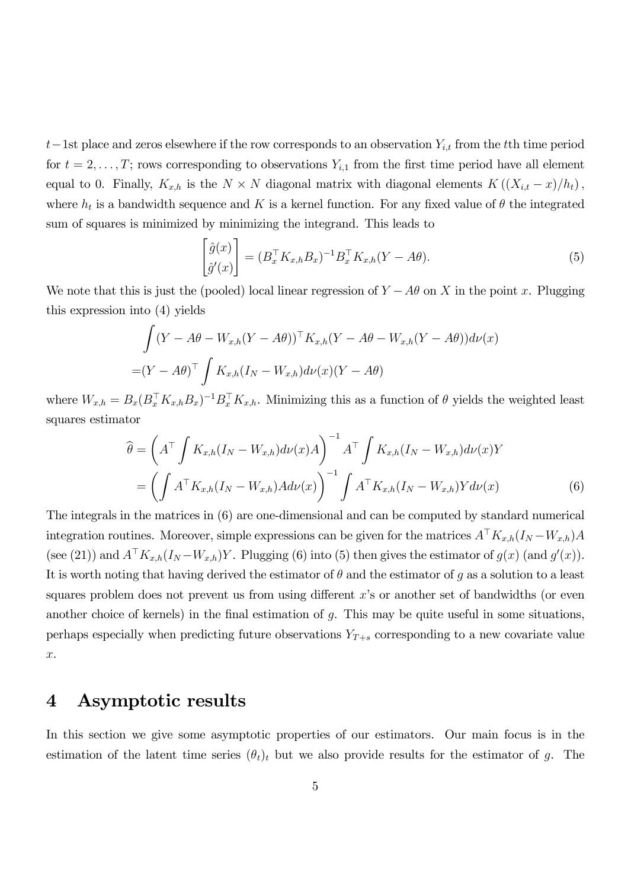$t-1$st place and zeros elsewhere if the row corresponds to an observation $Y_{i,t}$ from the $t$th time period for $t = 2, \ldots, T$; rows corresponding to observations $Y_{i,1}$ from the first time period have all element equal to 0. Finally, $K_{x,h}$ is the $N \times N$ diagonal matrix with diagonal elements $K((X_{i,t} - x)/h_t)$, where $h_t$ is a bandwidth sequence and $K$ is a kernel function. For any fixed value of $\theta$ the integrated sum of squares is minimized by minimizing the integrand. This leads to

$$\begin{bmatrix} \hat{g}(x) \\ \hat{g}'(x) \end{bmatrix} = (B_x^\top K_{x,h} B_x)^{-1} B_x^\top K_{x,h}(Y - A\theta). \tag{5}$$

We note that this is just the (pooled) local linear regression of $Y - A\theta$ on $X$ in the point $x$. Plugging this expression into (4) yields

$$\begin{aligned} &\int (Y - A\theta - W_{x,h}(Y - A\theta))^\top K_{x,h}(Y - A\theta - W_{x,h}(Y - A\theta)) d\nu(x) \\ =&(Y - A\theta)^\top \int K_{x,h}(I_N - W_{x,h}) d\nu(x)(Y - A\theta) \end{aligned}$$

where $W_{x,h} = B_x(B_x^\top K_{x,h} B_x)^{-1} B_x^\top K_{x,h}$. Minimizing this as a function of $\theta$ yields the weighted least squares estimator

$$\begin{aligned} \widehat{\theta} &= \left( A^\top \int K_{x,h}(I_N - W_{x,h}) d\nu(x) A \right)^{-1} A^\top \int K_{x,h}(I_N - W_{x,h}) d\nu(x) Y \\ &= \left( \int A^\top K_{x,h}(I_N - W_{x,h}) A d\nu(x) \right)^{-1} \int A^\top K_{x,h}(I_N - W_{x,h}) Y d\nu(x) \end{aligned} \tag{6}$$

The integrals in the matrices in (6) are one-dimensional and can be computed by standard numerical integration routines. Moreover, simple expressions can be given for the matrices $A^\top K_{x,h}(I_N - W_{x,h})A$ (see (21)) and $A^\top K_{x,h}(I_N - W_{x,h})Y$. Plugging (6) into (5) then gives the estimator of $g(x)$ (and $g'(x)$). It is worth noting that having derived the estimator of $\theta$ and the estimator of $g$ as a solution to a least squares problem does not prevent us from using different $x$'s or another set of bandwidths (or even another choice of kernels) in the final estimation of $g$. This may be quite useful in some situations, perhaps especially when predicting future observations $Y_{T+s}$ corresponding to a new covariate value $x$.

## 4 Asymptotic results

In this section we give some asymptotic properties of our estimators. Our main focus is in the estimation of the latent time series $(\theta_t)_t$ but we also provide results for the estimator of $g$. The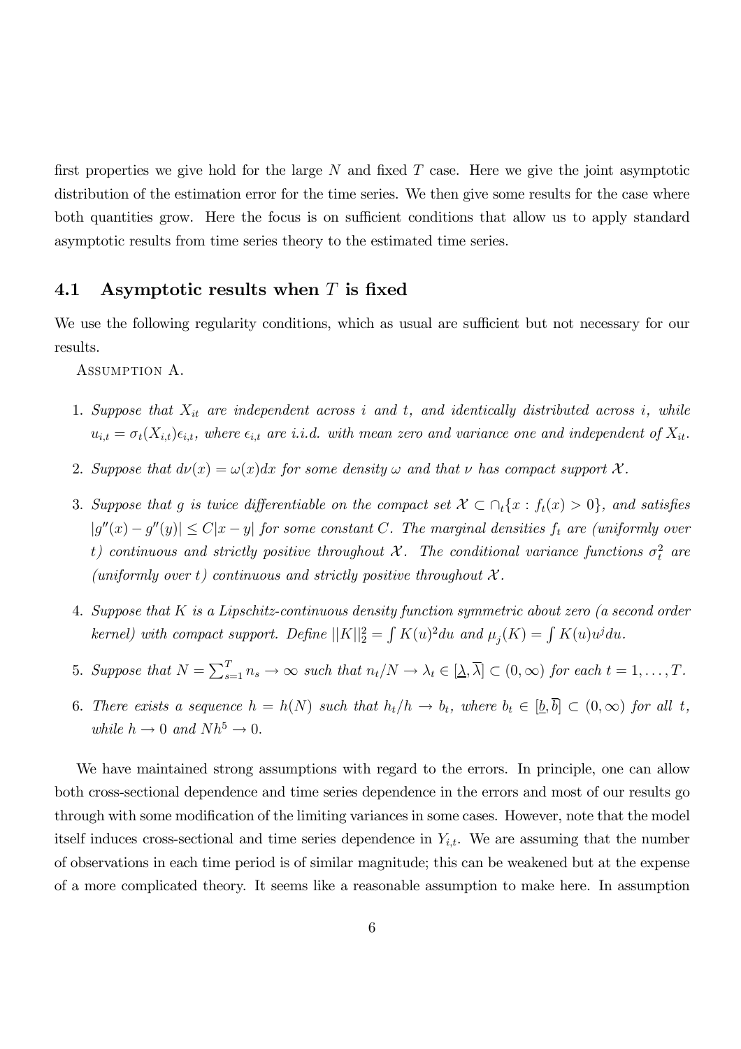first properties we give hold for the large $N$ and fixed $T$ case. Here we give the joint asymptotic distribution of the estimation error for the time series. We then give some results for the case where both quantities grow. Here the focus is on sufficient conditions that allow us to apply standard asymptotic results from time series theory to the estimated time series.

### 4.1 Asymptotic results when $T$ is fixed

We use the following regularity conditions, which as usual are sufficient but not necessary for our results.

ASSUMPTION A.

1. *Suppose that $X_{it}$ are independent across $i$ and $t$, and identically distributed across $i$, while $u_{i,t} = \sigma_t(X_{i,t})\epsilon_{i,t}$, where $\epsilon_{i,t}$ are i.i.d. with mean zero and variance one and independent of $X_{it}$.*
2. *Suppose that $d\nu(x) = \omega(x)dx$ for some density $\omega$ and that $\nu$ has compact support $\mathcal{X}$.*
3. *Suppose that $g$ is twice differentiable on the compact set $\mathcal{X} \subset \cap_t\{x : f_t(x) > 0\}$, and satisfies $|g''(x) - g''(y)| \leq C|x - y|$ for some constant $C$. The marginal densities $f_t$ are (uniformly over $t$) continuous and strictly positive throughout $\mathcal{X}$. The conditional variance functions $\sigma_t^2$ are (uniformly over $t$) continuous and strictly positive throughout $\mathcal{X}$.*
4. *Suppose that $K$ is a Lipschitz-continuous density function symmetric about zero (a second order kernel) with compact support. Define $||K||_2^2 = \int K(u)^2 du$ and $\mu_j(K) = \int K(u)u^j du$.*
5. *Suppose that $N = \sum_{s=1}^{T} n_s \to \infty$ such that $n_t/N \to \lambda_t \in [\underline{\lambda}, \overline{\lambda}] \subset (0, \infty)$ for each $t = 1, \ldots, T$.*
6. *There exists a sequence $h = h(N)$ such that $h_t/h \to b_t$, where $b_t \in [\underline{b}, \overline{b}] \subset (0, \infty)$ for all $t$, while $h \to 0$ and $Nh^5 \to 0$.*

We have maintained strong assumptions with regard to the errors. In principle, one can allow both cross-sectional dependence and time series dependence in the errors and most of our results go through with some modification of the limiting variances in some cases. However, note that the model itself induces cross-sectional and time series dependence in $Y_{i,t}$. We are assuming that the number of observations in each time period is of similar magnitude; this can be weakened but at the expense of a more complicated theory. It seems like a reasonable assumption to make here. In assumption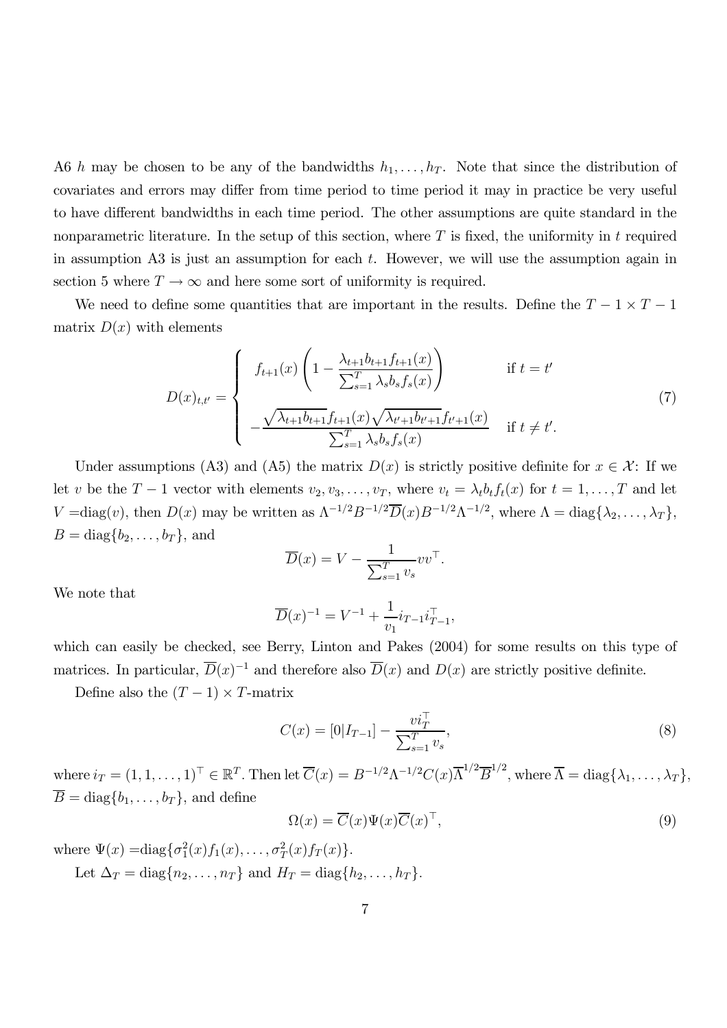A6 $h$ may be chosen to be any of the bandwidths $h_1, \ldots, h_T$. Note that since the distribution of covariates and errors may differ from time period to time period it may in practice be very useful to have different bandwidths in each time period. The other assumptions are quite standard in the nonparametric literature. In the setup of this section, where $T$ is fixed, the uniformity in $t$ required in assumption A3 is just an assumption for each $t$. However, we will use the assumption again in section 5 where $T \to \infty$ and here some sort of uniformity is required.

We need to define some quantities that are important in the results. Define the $T-1 \times T-1$ matrix $D(x)$ with elements

$$D(x)_{t,t'} = \begin{cases} f_{t+1}(x) \left(1 - \dfrac{\lambda_{t+1} b_{t+1} f_{t+1}(x)}{\sum_{s=1}^T \lambda_s b_s f_s(x)}\right) & \text{if } t = t' \\[2ex] -\dfrac{\sqrt{\lambda_{t+1} b_{t+1}} f_{t+1}(x) \sqrt{\lambda_{t'+1} b_{t'+1}} f_{t'+1}(x)}{\sum_{s=1}^T \lambda_s b_s f_s(x)} & \text{if } t \neq t'. \end{cases} \tag{7}$$

Under assumptions (A3) and (A5) the matrix $D(x)$ is strictly positive definite for $x \in \mathcal{X}$: If we let $v$ be the $T-1$ vector with elements $v_2, v_3, \ldots, v_T$, where $v_t = \lambda_t b_t f_t(x)$ for $t = 1, \ldots, T$ and let $V = \text{diag}(v)$, then $D(x)$ may be written as $\Lambda^{-1/2} B^{-1/2} \overline{D}(x) B^{-1/2} \Lambda^{-1/2}$, where $\Lambda = \text{diag}\{\lambda_2, \ldots, \lambda_T\}$, $B = \text{diag}\{b_2, \ldots, b_T\}$, and

$$\overline{D}(x) = V - \frac{1}{\sum_{s=1}^T v_s} v v^\top.$$

We note that

$$\overline{D}(x)^{-1} = V^{-1} + \frac{1}{v_1} i_{T-1} i_{T-1}^\top,$$

which can easily be checked, see Berry, Linton and Pakes (2004) for some results on this type of matrices. In particular, $\overline{D}(x)^{-1}$ and therefore also $\overline{D}(x)$ and $D(x)$ are strictly positive definite.

Define also the $(T-1) \times T$-matrix

$$C(x) = [0|I_{T-1}] - \frac{v i_T^\top}{\sum_{s=1}^T v_s}, \tag{8}$$

where $i_T = (1, 1, \ldots, 1)^\top \in \mathbb{R}^T$. Then let $\overline{C}(x) = B^{-1/2} \Lambda^{-1/2} C(x) \overline{\Lambda}^{1/2} \overline{B}^{1/2}$, where $\overline{\Lambda} = \text{diag}\{\lambda_1, \ldots, \lambda_T\}$, $\overline{B} = \text{diag}\{b_1, \ldots, b_T\}$, and define

$$\Omega(x) = \overline{C}(x) \Psi(x) \overline{C}(x)^\top, \tag{9}$$

where $\Psi(x) = \text{diag}\{\sigma_1^2(x) f_1(x), \ldots, \sigma_T^2(x) f_T(x)\}$.

Let $\Delta_T = \text{diag}\{n_2, \ldots, n_T\}$ and $H_T = \text{diag}\{h_2, \ldots, h_T\}$.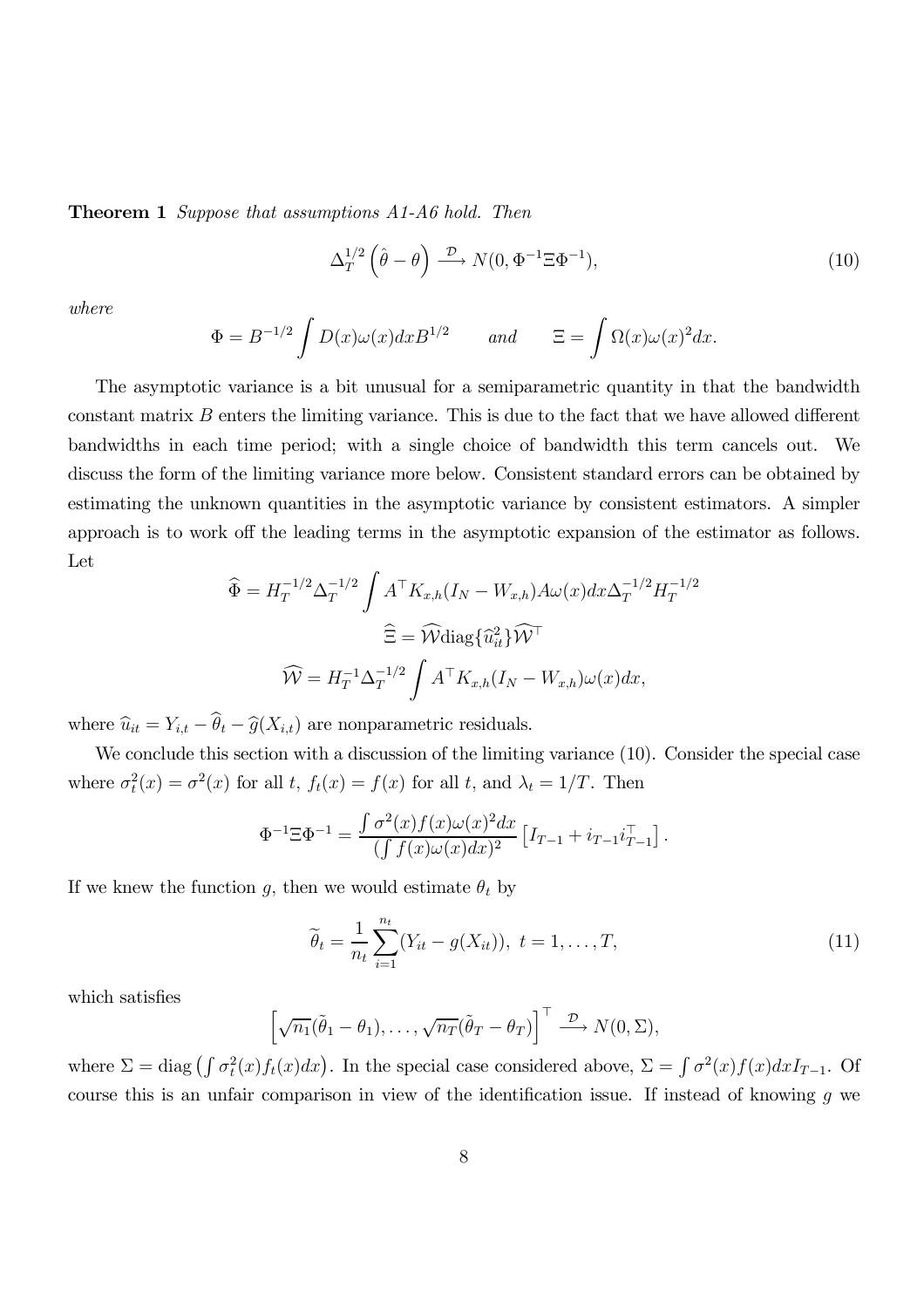**Theorem 1** *Suppose that assumptions A1-A6 hold. Then*

$$\Delta_T^{1/2}\left(\hat{\theta}-\theta\right) \xrightarrow{\mathcal{D}} N(0, \Phi^{-1}\Xi\Phi^{-1}), \tag{10}$$

*where*

$$\Phi = B^{-1/2}\int D(x)\omega(x)dxB^{1/2} \qquad and \qquad \Xi = \int \Omega(x)\omega(x)^2 dx.$$

The asymptotic variance is a bit unusual for a semiparametric quantity in that the bandwidth constant matrix $B$ enters the limiting variance. This is due to the fact that we have allowed different bandwidths in each time period; with a single choice of bandwidth this term cancels out. We discuss the form of the limiting variance more below. Consistent standard errors can be obtained by estimating the unknown quantities in the asymptotic variance by consistent estimators. A simpler approach is to work off the leading terms in the asymptotic expansion of the estimator as follows. Let

$$\widehat{\Phi} = H_T^{-1/2}\Delta_T^{-1/2}\int A^\top K_{x,h}(I_N - W_{x,h})A\omega(x)dx\Delta_T^{-1/2}H_T^{-1/2}$$

$$\widehat{\Xi} = \widehat{\mathcal{W}}\text{diag}\{\widehat{u}_{it}^2\}\widehat{\mathcal{W}}^\top$$

$$\widehat{\mathcal{W}} = H_T^{-1}\Delta_T^{-1/2}\int A^\top K_{x,h}(I_N - W_{x,h})\omega(x)dx,$$

where $\widehat{u}_{it} = Y_{i,t} - \widehat{\theta}_t - \widehat{g}(X_{i,t})$ are nonparametric residuals.

We conclude this section with a discussion of the limiting variance (10). Consider the special case where $\sigma_t^2(x) = \sigma^2(x)$ for all $t$, $f_t(x) = f(x)$ for all $t$, and $\lambda_t = 1/T$. Then

$$\Phi^{-1}\Xi\Phi^{-1} = \frac{\int \sigma^2(x)f(x)\omega(x)^2 dx}{\left(\int f(x)\omega(x)dx\right)^2}\left[I_{T-1} + i_{T-1}i_{T-1}^\top\right].$$

If we knew the function $g$, then we would estimate $\theta_t$ by

$$\widetilde{\theta}_t = \frac{1}{n_t}\sum_{i=1}^{n_t}(Y_{it} - g(X_{it})),\ t = 1, \ldots, T, \tag{11}$$

which satisfies

$$\left[\sqrt{n_1}(\tilde{\theta}_1 - \theta_1), \ldots, \sqrt{n_T}(\tilde{\theta}_T - \theta_T)\right]^\top \xrightarrow{\mathcal{D}} N(0, \Sigma),$$

where $\Sigma = \text{diag}\left(\int \sigma_t^2(x)f_t(x)dx\right)$. In the special case considered above, $\Sigma = \int \sigma^2(x)f(x)dxI_{T-1}$. Of course this is an unfair comparison in view of the identification issue. If instead of knowing $g$ we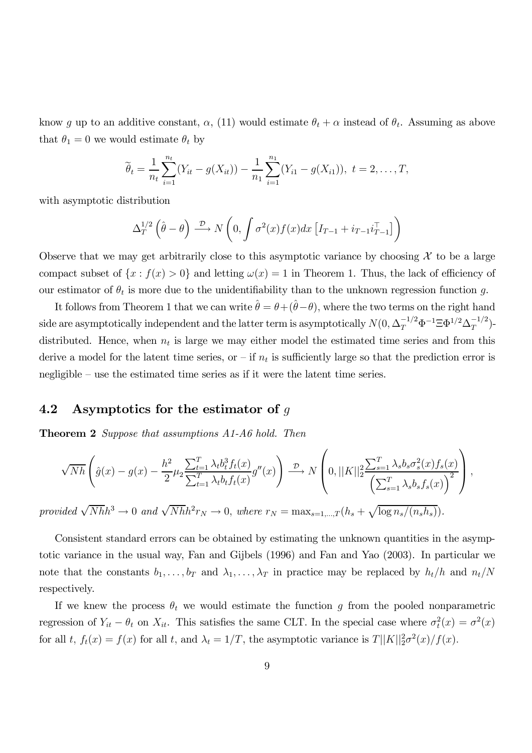know $g$ up to an additive constant, $\alpha$, (11) would estimate $\theta_t + \alpha$ instead of $\theta_t$. Assuming as above that $\theta_1 = 0$ we would estimate $\theta_t$ by

$$\widetilde{\theta}_t = \frac{1}{n_t}\sum_{i=1}^{n_t}(Y_{it} - g(X_{it})) - \frac{1}{n_1}\sum_{i=1}^{n_1}(Y_{i1} - g(X_{i1})),\ t = 2, \ldots, T,$$

with asymptotic distribution

$$\Delta_T^{1/2}\left(\hat{\theta} - \theta\right) \xrightarrow{\mathcal{D}} N\left(0, \int \sigma^2(x)f(x)dx\left[I_{T-1} + i_{T-1}i_{T-1}^\top\right]\right)$$

Observe that we may get arbitrarily close to this asymptotic variance by choosing $\mathcal{X}$ to be a large compact subset of $\{x : f(x) > 0\}$ and letting $\omega(x) = 1$ in Theorem 1. Thus, the lack of efficiency of our estimator of $\theta_t$ is more due to the unidentifiability than to the unknown regression function $g$.

It follows from Theorem 1 that we can write $\hat{\theta} = \theta + (\hat{\theta} - \theta)$, where the two terms on the right hand side are asymptotically independent and the latter term is asymptotically $N(0, \Delta_T^{-1/2}\Phi^{-1}\Xi\Phi^{1/2}\Delta_T^{-1/2})$-distributed. Hence, when $n_t$ is large we may either model the estimated time series and from this derive a model for the latent time series, or – if $n_t$ is sufficiently large so that the prediction error is negligible – use the estimated time series as if it were the latent time series.

## 4.2 Asymptotics for the estimator of $g$

**Theorem 2** *Suppose that assumptions A1-A6 hold. Then*

$$\sqrt{Nh}\left(\hat{g}(x) - g(x) - \frac{h^2}{2}\mu_2\frac{\sum_{t=1}^T \lambda_t b_t^3 f_t(x)}{\sum_{t=1}^T \lambda_t b_t f_t(x)}g''(x)\right) \xrightarrow{\mathcal{D}} N\left(0, ||K||_2^2\frac{\sum_{s=1}^T \lambda_s b_s \sigma_s^2(x) f_s(x)}{\left(\sum_{s=1}^T \lambda_s b_s f_s(x)\right)^2}\right),$$

*provided* $\sqrt{Nh}h^3 \to 0$ *and* $\sqrt{Nh}h^2 r_N \to 0$, *where* $r_N = \max_{s=1,\ldots,T}(h_s + \sqrt{\log n_s/(n_s h_s)})$.

Consistent standard errors can be obtained by estimating the unknown quantities in the asymptotic variance in the usual way, Fan and Gijbels (1996) and Fan and Yao (2003). In particular we note that the constants $b_1, \ldots, b_T$ and $\lambda_1, \ldots, \lambda_T$ in practice may be replaced by $h_t/h$ and $n_t/N$ respectively.

If we knew the process $\theta_t$ we would estimate the function $g$ from the pooled nonparametric regression of $Y_{it} - \theta_t$ on $X_{it}$. This satisfies the same CLT. In the special case where $\sigma_t^2(x) = \sigma^2(x)$ for all $t$, $f_t(x) = f(x)$ for all $t$, and $\lambda_t = 1/T$, the asymptotic variance is $T||K||_2^2\sigma^2(x)/f(x)$.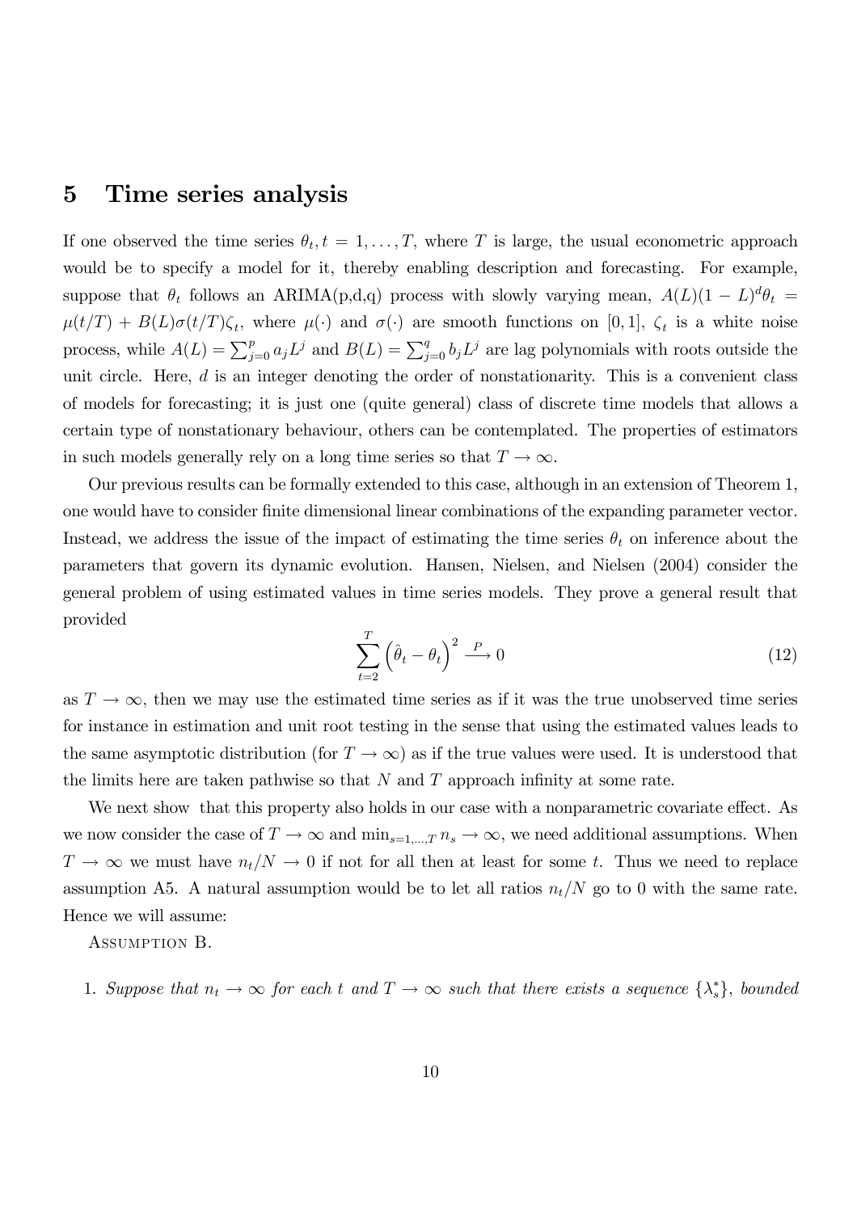# 5 Time series analysis

If one observed the time series $\theta_t, t = 1, \ldots, T$, where $T$ is large, the usual econometric approach would be to specify a model for it, thereby enabling description and forecasting. For example, suppose that $\theta_t$ follows an ARIMA(p,d,q) process with slowly varying mean, $A(L)(1-L)^d\theta_t = \mu(t/T) + B(L)\sigma(t/T)\zeta_t$, where $\mu(\cdot)$ and $\sigma(\cdot)$ are smooth functions on $[0,1]$, $\zeta_t$ is a white noise process, while $A(L) = \sum_{j=0}^{p} a_j L^j$ and $B(L) = \sum_{j=0}^{q} b_j L^j$ are lag polynomials with roots outside the unit circle. Here, $d$ is an integer denoting the order of nonstationarity. This is a convenient class of models for forecasting; it is just one (quite general) class of discrete time models that allows a certain type of nonstationary behaviour, others can be contemplated. The properties of estimators in such models generally rely on a long time series so that $T \to \infty$.

Our previous results can be formally extended to this case, although in an extension of Theorem 1, one would have to consider finite dimensional linear combinations of the expanding parameter vector. Instead, we address the issue of the impact of estimating the time series $\theta_t$ on inference about the parameters that govern its dynamic evolution. Hansen, Nielsen, and Nielsen (2004) consider the general problem of using estimated values in time series models. They prove a general result that provided

$$\sum_{t=2}^{T} \left(\hat{\theta}_t - \theta_t\right)^2 \xrightarrow{P} 0 \tag{12}$$

as $T \to \infty$, then we may use the estimated time series as if it was the true unobserved time series for instance in estimation and unit root testing in the sense that using the estimated values leads to the same asymptotic distribution (for $T \to \infty$) as if the true values were used. It is understood that the limits here are taken pathwise so that $N$ and $T$ approach infinity at some rate.

We next show that this property also holds in our case with a nonparametric covariate effect. As we now consider the case of $T \to \infty$ and $\min_{s=1,\ldots,T} n_s \to \infty$, we need additional assumptions. When $T \to \infty$ we must have $n_t/N \to 0$ if not for all then at least for some $t$. Thus we need to replace assumption A5. A natural assumption would be to let all ratios $n_t/N$ go to 0 with the same rate. Hence we will assume:

Assumption B.

1. *Suppose that $n_t \to \infty$ for each $t$ and $T \to \infty$ such that there exists a sequence $\{\lambda_s^*\}$, bounded*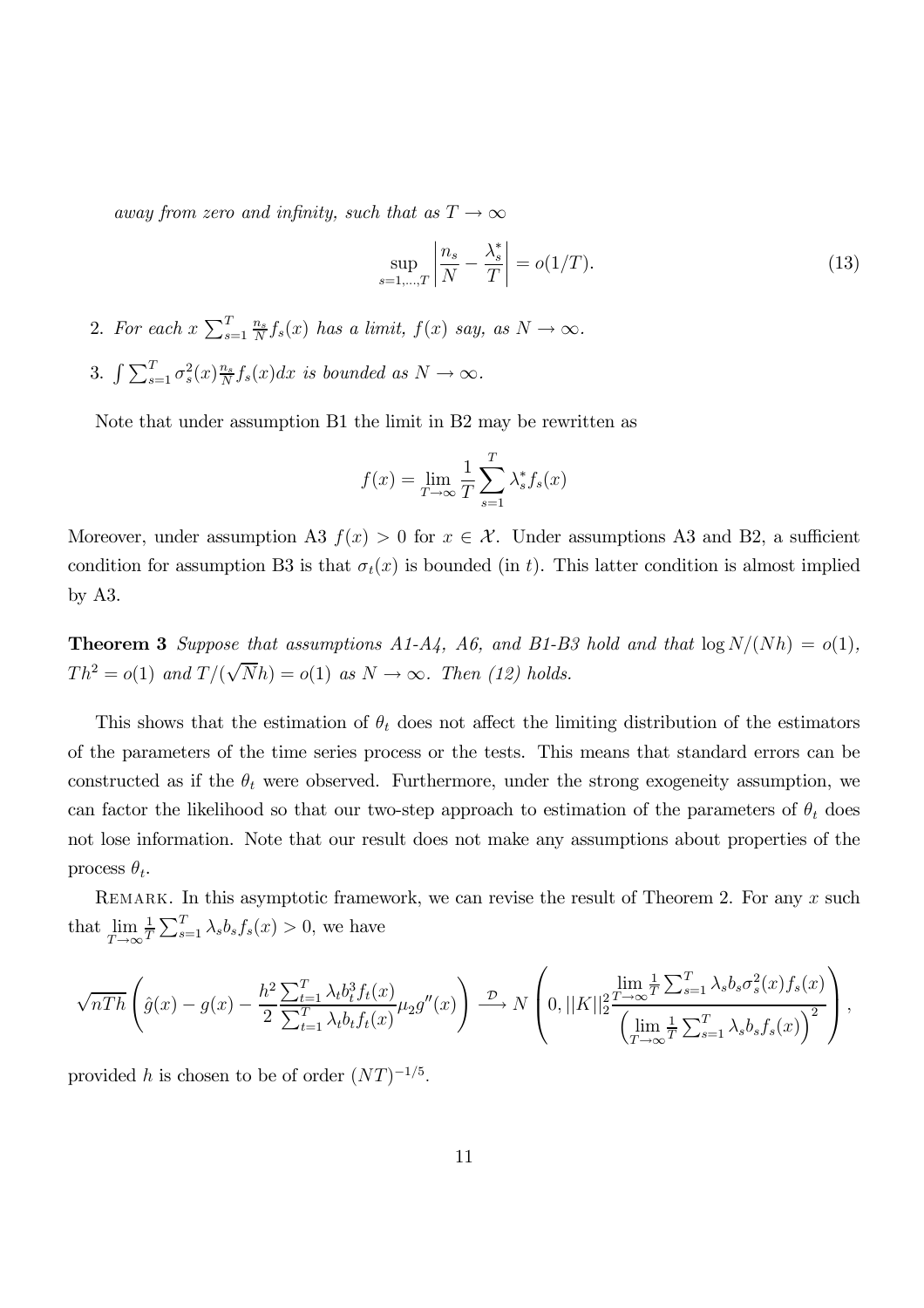*away from zero and infinity, such that as $T \to \infty$*

$$\sup_{s=1,\ldots,T} \left| \frac{n_s}{N} - \frac{\lambda_s^*}{T} \right| = o(1/T). \tag{13}$$

2. *For each $x$ $\sum_{s=1}^{T} \frac{n_s}{N} f_s(x)$ has a limit, $f(x)$ say, as $N \to \infty$.*
3. *$\int \sum_{s=1}^{T} \sigma_s^2(x) \frac{n_s}{N} f_s(x) dx$ is bounded as $N \to \infty$.*

Note that under assumption B1 the limit in B2 may be rewritten as

$$f(x) = \lim_{T \to \infty} \frac{1}{T} \sum_{s=1}^{T} \lambda_s^* f_s(x)$$

Moreover, under assumption A3 $f(x) > 0$ for $x \in \mathcal{X}$. Under assumptions A3 and B2, a sufficient condition for assumption B3 is that $\sigma_t(x)$ is bounded (in $t$). This latter condition is almost implied by A3.

**Theorem 3** *Suppose that assumptions A1-A4, A6, and B1-B3 hold and that $\log N/(Nh) = o(1)$, $Th^2 = o(1)$ and $T/(\sqrt{N}h) = o(1)$ as $N \to \infty$. Then (12) holds.*

This shows that the estimation of $\theta_t$ does not affect the limiting distribution of the estimators of the parameters of the time series process or the tests. This means that standard errors can be constructed as if the $\theta_t$ were observed. Furthermore, under the strong exogeneity assumption, we can factor the likelihood so that our two-step approach to estimation of the parameters of $\theta_t$ does not lose information. Note that our result does not make any assumptions about properties of the process $\theta_t$.

Remark. In this asymptotic framework, we can revise the result of Theorem 2. For any $x$ such that $\lim_{T\to\infty} \frac{1}{T} \sum_{s=1}^{T} \lambda_s b_s f_s(x) > 0$, we have

$$\sqrt{nTh} \left( \hat{g}(x) - g(x) - \frac{h^2}{2} \frac{\sum_{t=1}^{T} \lambda_t b_t^3 f_t(x)}{\sum_{t=1}^{T} \lambda_t b_t f_t(x)} \mu_2 g''(x) \right) \xrightarrow{\mathcal{D}} N\left(0, ||K||_2^2 \frac{\lim_{T\to\infty} \frac{1}{T} \sum_{s=1}^{T} \lambda_s b_s \sigma_s^2(x) f_s(x)}{\left( \lim_{T\to\infty} \frac{1}{T} \sum_{s=1}^{T} \lambda_s b_s f_s(x) \right)^2} \right),$$

provided $h$ is chosen to be of order $(NT)^{-1/5}$.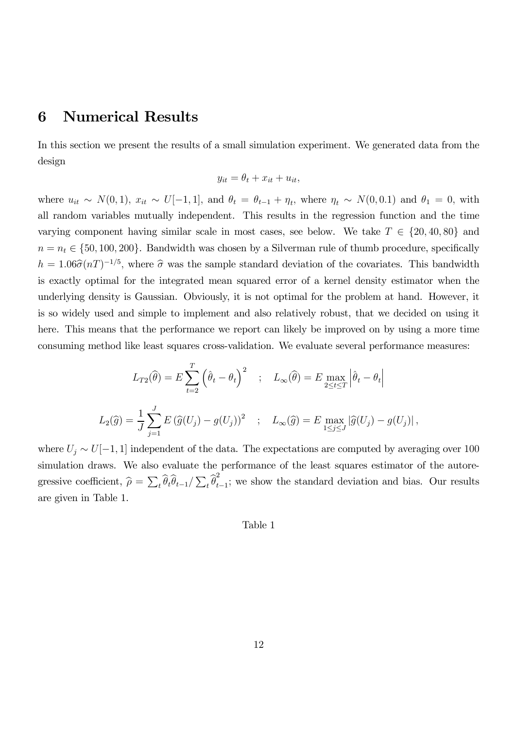## 6 Numerical Results

In this section we present the results of a small simulation experiment. We generated data from the design

$$y_{it} = \theta_t + x_{it} + u_{it},$$

where $u_{it} \sim N(0,1)$, $x_{it} \sim U[-1,1]$, and $\theta_t = \theta_{t-1} + \eta_t$, where $\eta_t \sim N(0, 0.1)$ and $\theta_1 = 0$, with all random variables mutually independent. This results in the regression function and the time varying component having similar scale in most cases, see below. We take $T \in \{20, 40, 80\}$ and $n = n_t \in \{50, 100, 200\}$. Bandwidth was chosen by a Silverman rule of thumb procedure, specifically $h = 1.06\widehat{\sigma}(nT)^{-1/5}$, where $\widehat{\sigma}$ was the sample standard deviation of the covariates. This bandwidth is exactly optimal for the integrated mean squared error of a kernel density estimator when the underlying density is Gaussian. Obviously, it is not optimal for the problem at hand. However, it is so widely used and simple to implement and also relatively robust, that we decided on using it here. This means that the performance we report can likely be improved on by using a more time consuming method like least squares cross-validation. We evaluate several performance measures:

$$L_{T2}(\widehat{\theta}) = E\sum_{t=2}^{T}\left(\hat{\theta}_t - \theta_t\right)^2 \quad ; \quad L_{\infty}(\widehat{\theta}) = E\max_{2\leq t\leq T}\left|\hat{\theta}_t - \theta_t\right|$$

$$L_2(\widehat{g}) = \frac{1}{J}\sum_{j=1}^{J} E\left(\widehat{g}(U_j) - g(U_j)\right)^2 \quad ; \quad L_{\infty}(\widehat{g}) = E\max_{1\leq j\leq J}\left|\widehat{g}(U_j) - g(U_j)\right|,$$

where $U_j \sim U[-1,1]$ independent of the data. The expectations are computed by averaging over 100 simulation draws. We also evaluate the performance of the least squares estimator of the autoregressive coefficient, $\widehat{\rho} = \sum_t \widehat{\theta}_t\widehat{\theta}_{t-1}/\sum_t \widehat{\theta}_{t-1}^2$; we show the standard deviation and bias. Our results are given in Table 1.

Table 1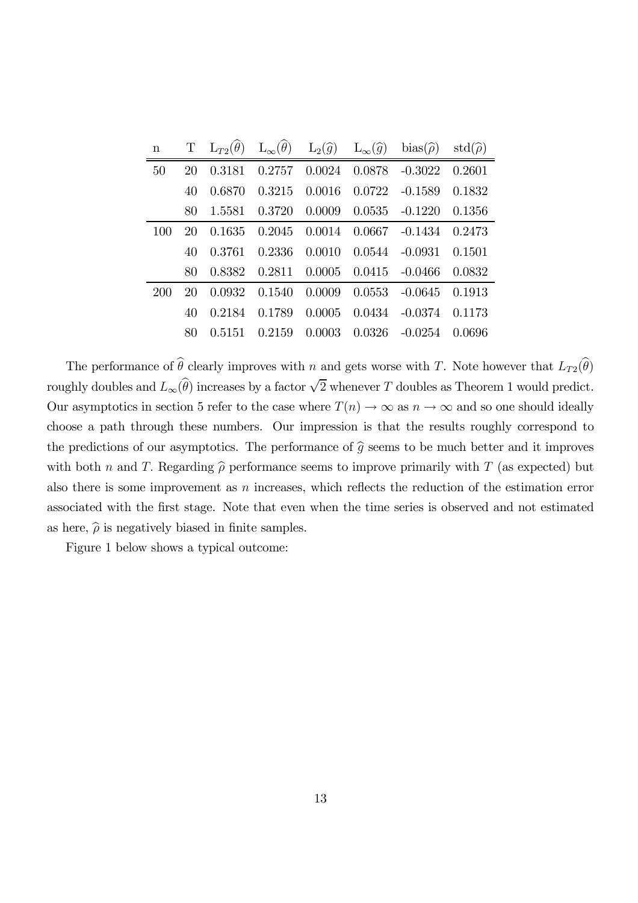| n | T | $L_{T2}(\widehat{\theta})$ | $L_\infty(\widehat{\theta})$ | $L_2(\widehat{g})$ | $L_\infty(\widehat{g})$ | bias$(\widehat{\rho})$ | std$(\widehat{\rho})$ |
|---|---|---|---|---|---|---|---|
| 50 | 20 | 0.3181 | 0.2757 | 0.0024 | 0.0878 | -0.3022 | 0.2601 |
| | 40 | 0.6870 | 0.3215 | 0.0016 | 0.0722 | -0.1589 | 0.1832 |
| | 80 | 1.5581 | 0.3720 | 0.0009 | 0.0535 | -0.1220 | 0.1356 |
| 100 | 20 | 0.1635 | 0.2045 | 0.0014 | 0.0667 | -0.1434 | 0.2473 |
| | 40 | 0.3761 | 0.2336 | 0.0010 | 0.0544 | -0.0931 | 0.1501 |
| | 80 | 0.8382 | 0.2811 | 0.0005 | 0.0415 | -0.0466 | 0.0832 |
| 200 | 20 | 0.0932 | 0.1540 | 0.0009 | 0.0553 | -0.0645 | 0.1913 |
| | 40 | 0.2184 | 0.1789 | 0.0005 | 0.0434 | -0.0374 | 0.1173 |
| | 80 | 0.5151 | 0.2159 | 0.0003 | 0.0326 | -0.0254 | 0.0696 |

The performance of $\widehat{\theta}$ clearly improves with $n$ and gets worse with $T$. Note however that $L_{T2}(\widehat{\theta})$ roughly doubles and $L_\infty(\widehat{\theta})$ increases by a factor $\sqrt{2}$ whenever $T$ doubles as Theorem 1 would predict. Our asymptotics in section 5 refer to the case where $T(n) \to \infty$ as $n \to \infty$ and so one should ideally choose a path through these numbers. Our impression is that the results roughly correspond to the predictions of our asymptotics. The performance of $\widehat{g}$ seems to be much better and it improves with both $n$ and $T$. Regarding $\widehat{\rho}$ performance seems to improve primarily with $T$ (as expected) but also there is some improvement as $n$ increases, which reflects the reduction of the estimation error associated with the first stage. Note that even when the time series is observed and not estimated as here, $\widehat{\rho}$ is negatively biased in finite samples.

Figure 1 below shows a typical outcome: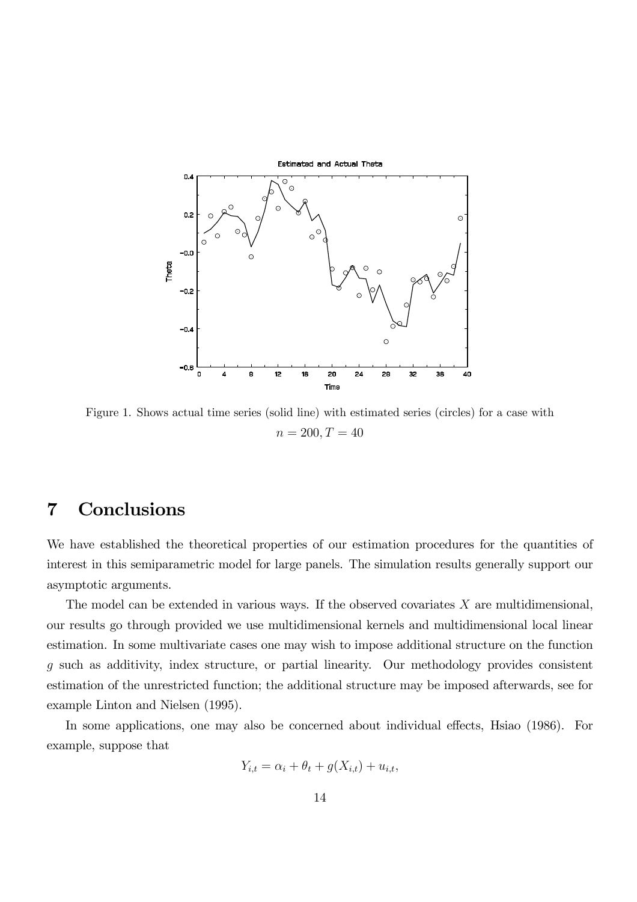Figure 1. Shows actual time series (solid line) with estimated series (circles) for a case with $n = 200, T = 40$

## 7 Conclusions

We have established the theoretical properties of our estimation procedures for the quantities of interest in this semiparametric model for large panels. The simulation results generally support our asymptotic arguments.

The model can be extended in various ways. If the observed covariates $X$ are multidimensional, our results go through provided we use multidimensional kernels and multidimensional local linear estimation. In some multivariate cases one may wish to impose additional structure on the function $g$ such as additivity, index structure, or partial linearity. Our methodology provides consistent estimation of the unrestricted function; the additional structure may be imposed afterwards, see for example Linton and Nielsen (1995).

In some applications, one may also be concerned about individual effects, Hsiao (1986). For example, suppose that

$$Y_{i,t} = \alpha_i + \theta_t + g(X_{i,t}) + u_{i,t},$$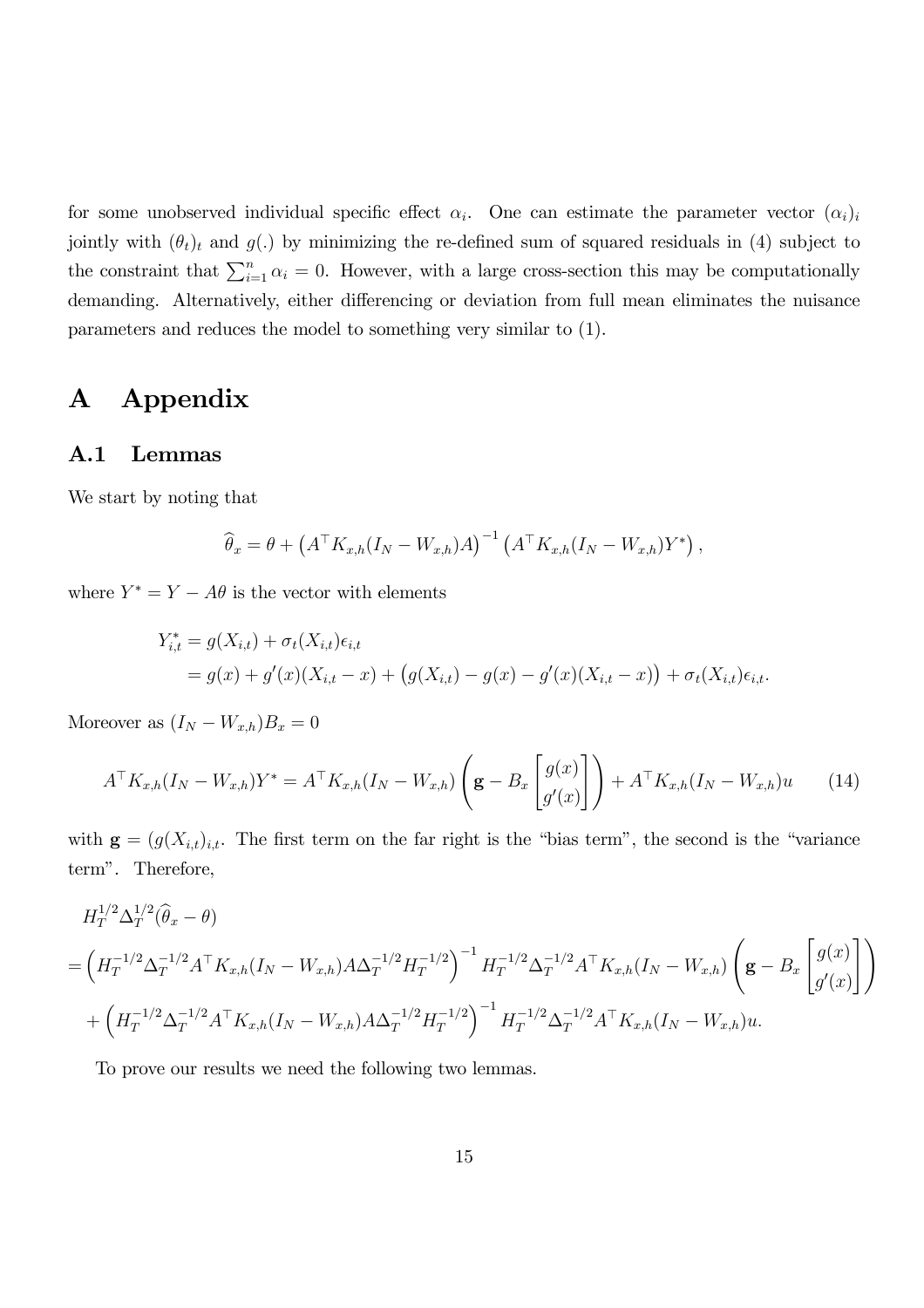for some unobserved individual specific effect $\alpha_i$. One can estimate the parameter vector $(\alpha_i)_i$ jointly with $(\theta_t)_t$ and $g(.)$ by minimizing the re-defined sum of squared residuals in (4) subject to the constraint that $\sum_{i=1}^n \alpha_i = 0$. However, with a large cross-section this may be computationally demanding. Alternatively, either differencing or deviation from full mean eliminates the nuisance parameters and reduces the model to something very similar to (1).

# A Appendix

## A.1 Lemmas

We start by noting that

$$\widehat{\theta}_x = \theta + \left(A^\top K_{x,h}(I_N - W_{x,h})A\right)^{-1}\left(A^\top K_{x,h}(I_N - W_{x,h})Y^*\right),$$

where $Y^* = Y - A\theta$ is the vector with elements

$$\begin{aligned}
Y^*_{i,t} &= g(X_{i,t}) + \sigma_t(X_{i,t})\epsilon_{i,t} \\
&= g(x) + g'(x)(X_{i,t} - x) + \left(g(X_{i,t}) - g(x) - g'(x)(X_{i,t} - x)\right) + \sigma_t(X_{i,t})\epsilon_{i,t}.
\end{aligned}$$

Moreover as $(I_N - W_{x,h})B_x = 0$

$$A^\top K_{x,h}(I_N - W_{x,h})Y^* = A^\top K_{x,h}(I_N - W_{x,h})\left(\mathbf{g} - B_x \begin{bmatrix} g(x) \\ g'(x) \end{bmatrix}\right) + A^\top K_{x,h}(I_N - W_{x,h})u \tag{14}$$

with $\mathbf{g} = (g(X_{i,t}))_{i,t}$. The first term on the far right is the "bias term", the second is the "variance term". Therefore,

$$\begin{aligned}
&H_T^{1/2}\Delta_T^{1/2}(\widehat{\theta}_x - \theta) \\
&= \left(H_T^{-1/2}\Delta_T^{-1/2}A^\top K_{x,h}(I_N - W_{x,h})A\Delta_T^{-1/2}H_T^{-1/2}\right)^{-1} H_T^{-1/2}\Delta_T^{-1/2}A^\top K_{x,h}(I_N - W_{x,h})\left(\mathbf{g} - B_x \begin{bmatrix} g(x) \\ g'(x) \end{bmatrix}\right) \\
&\quad + \left(H_T^{-1/2}\Delta_T^{-1/2}A^\top K_{x,h}(I_N - W_{x,h})A\Delta_T^{-1/2}H_T^{-1/2}\right)^{-1} H_T^{-1/2}\Delta_T^{-1/2}A^\top K_{x,h}(I_N - W_{x,h})u.
\end{aligned}$$

To prove our results we need the following two lemmas.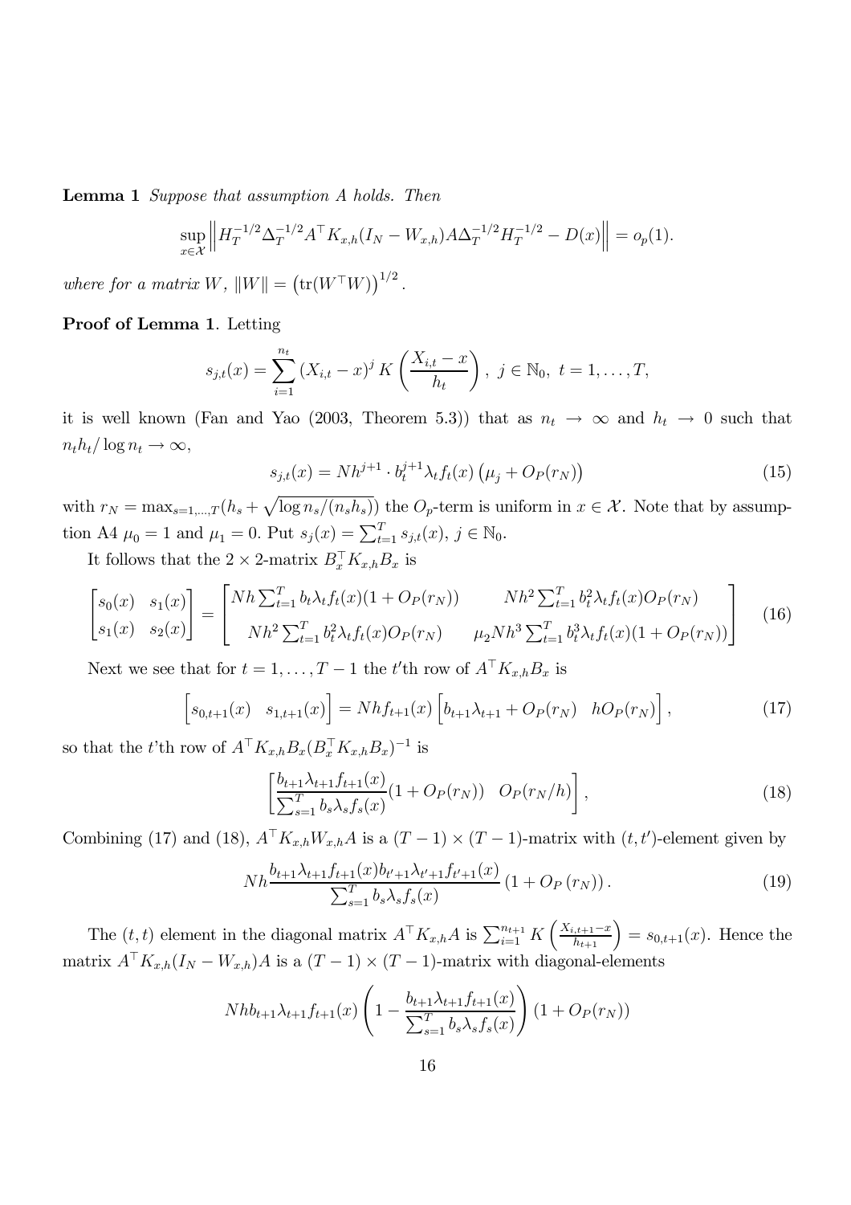**Lemma 1** *Suppose that assumption A holds. Then*

$$\sup_{x\in\mathcal{X}}\left\|H_T^{-1/2}\Delta_T^{-1/2}A^\top K_{x,h}(I_N - W_{x,h})A\Delta_T^{-1/2}H_T^{-1/2} - D(x)\right\| = o_p(1).$$

*where for a matrix* $W$, $\|W\| = \left(\mathrm{tr}(W^\top W)\right)^{1/2}$.

**Proof of Lemma 1**. Letting

$$s_{j,t}(x) = \sum_{i=1}^{n_t}(X_{i,t}-x)^j K\left(\frac{X_{i,t}-x}{h_t}\right),\ j\in\mathbb{N}_0,\ t=1,\ldots,T,$$

it is well known (Fan and Yao (2003, Theorem 5.3)) that as $n_t\to\infty$ and $h_t\to 0$ such that $n_t h_t/\log n_t \to \infty$,

$$s_{j,t}(x) = Nh^{j+1}\cdot b_t^{j+1}\lambda_t f_t(x)\left(\mu_j + O_P(r_N)\right) \tag{15}$$

with $r_N = \max_{s=1,\ldots,T}(h_s + \sqrt{\log n_s/(n_s h_s)})$ the $O_p$-term is uniform in $x\in\mathcal{X}$. Note that by assumption A4 $\mu_0 = 1$ and $\mu_1 = 0$. Put $s_j(x) = \sum_{t=1}^T s_{j,t}(x)$, $j\in\mathbb{N}_0$.

It follows that the $2\times 2$-matrix $B_x^\top K_{x,h}B_x$ is

$$\begin{bmatrix} s_0(x) & s_1(x)\\ s_1(x) & s_2(x)\end{bmatrix} = \begin{bmatrix} Nh\sum_{t=1}^T b_t\lambda_t f_t(x)(1+O_P(r_N)) & Nh^2\sum_{t=1}^T b_t^2\lambda_t f_t(x)O_P(r_N)\\ Nh^2\sum_{t=1}^T b_t^2\lambda_t f_t(x)O_P(r_N) & \mu_2 Nh^3\sum_{t=1}^T b_t^3\lambda_t f_t(x)(1+O_P(r_N))\end{bmatrix} \tag{16}$$

Next we see that for $t=1,\ldots,T-1$ the $t$'th row of $A^\top K_{x,h}B_x$ is

$$\begin{bmatrix} s_{0,t+1}(x) & s_{1,t+1}(x)\end{bmatrix} = Nhf_{t+1}(x)\begin{bmatrix} b_{t+1}\lambda_{t+1} + O_P(r_N) & hO_P(r_N)\end{bmatrix}, \tag{17}$$

so that the $t$'th row of $A^\top K_{x,h}B_x(B_x^\top K_{x,h}B_x)^{-1}$ is

$$\left[\frac{b_{t+1}\lambda_{t+1}f_{t+1}(x)}{\sum_{s=1}^T b_s\lambda_s f_s(x)}(1+O_P(r_N)) \quad O_P(r_N/h)\right], \tag{18}$$

Combining (17) and (18), $A^\top K_{x,h}W_{x,h}A$ is a $(T-1)\times(T-1)$-matrix with $(t,t')$-element given by

$$Nh\frac{b_{t+1}\lambda_{t+1}f_{t+1}(x)b_{t'+1}\lambda_{t'+1}f_{t'+1}(x)}{\sum_{s=1}^T b_s\lambda_s f_s(x)}\left(1+O_P\left(r_N\right)\right). \tag{19}$$

The $(t,t)$ element in the diagonal matrix $A^\top K_{x,h}A$ is $\sum_{i=1}^{n_{t+1}}K\left(\frac{X_{i,t+1}-x}{h_{t+1}}\right) = s_{0,t+1}(x)$. Hence the matrix $A^\top K_{x,h}(I_N - W_{x,h})A$ is a $(T-1)\times(T-1)$-matrix with diagonal-elements

$$Nhb_{t+1}\lambda_{t+1}f_{t+1}(x)\left(1-\frac{b_{t+1}\lambda_{t+1}f_{t+1}(x)}{\sum_{s=1}^T b_s\lambda_s f_s(x)}\right)(1+O_P(r_N))$$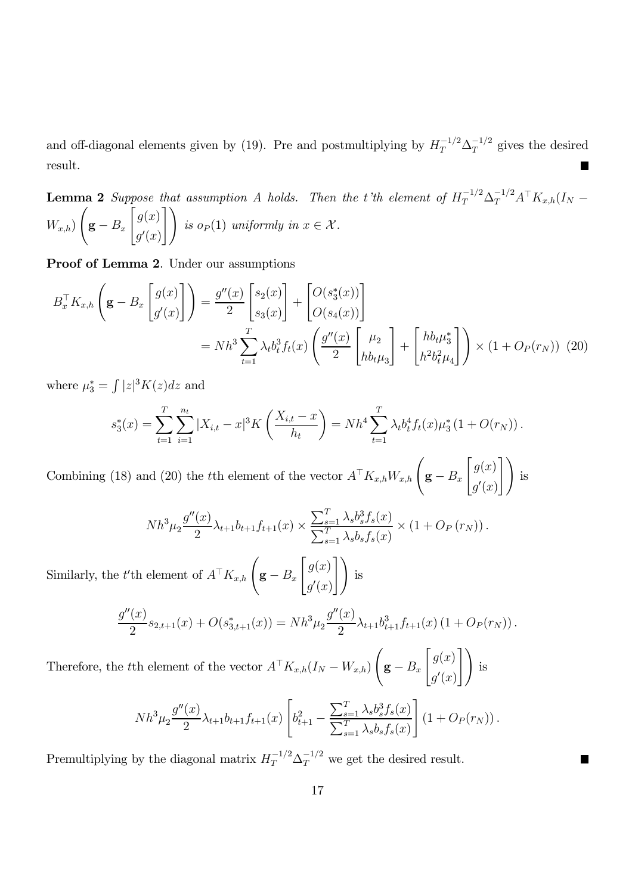and off-diagonal elements given by (19). Pre and postmultiplying by $H_T^{-1/2}\Delta_T^{-1/2}$ gives the desired result. ■

**Lemma 2** *Suppose that assumption A holds. Then the t'th element of* $H_T^{-1/2}\Delta_T^{-1/2}A^\top K_{x,h}(I_N - W_{x,h})\left(\mathbf{g} - B_x\begin{bmatrix} g(x) \\ g'(x)\end{bmatrix}\right)$ *is* $o_P(1)$ *uniformly in* $x \in \mathcal{X}$.

**Proof of Lemma 2**. Under our assumptions

$$
\begin{aligned}
B_x^\top K_{x,h}\left(\mathbf{g} - B_x\begin{bmatrix} g(x) \\ g'(x)\end{bmatrix}\right) &= \frac{g''(x)}{2}\begin{bmatrix} s_2(x) \\ s_3(x)\end{bmatrix} + \begin{bmatrix} O(s_3^*(x)) \\ O(s_4(x))\end{bmatrix} \\
&= Nh^3\sum_{t=1}^T \lambda_t b_t^3 f_t(x)\left(\frac{g''(x)}{2}\begin{bmatrix} \mu_2 \\ hb_t\mu_3\end{bmatrix} + \begin{bmatrix} hb_t\mu_3^* \\ h^2b_t^2\mu_4\end{bmatrix}\right)\times(1+O_P(r_N)) \quad (20)
\end{aligned}
$$

where $\mu_3^* = \int |z|^3 K(z)dz$ and

$$
s_3^*(x) = \sum_{t=1}^T\sum_{i=1}^{n_t}|X_{i,t}-x|^3 K\left(\frac{X_{i,t}-x}{h_t}\right) = Nh^4\sum_{t=1}^T \lambda_t b_t^4 f_t(x)\mu_3^*\left(1+O(r_N)\right).
$$

Combining (18) and (20) the $t$th element of the vector $A^\top K_{x,h}W_{x,h}\left(\mathbf{g} - B_x\begin{bmatrix} g(x) \\ g'(x)\end{bmatrix}\right)$ is

$$
Nh^3\mu_2\frac{g''(x)}{2}\lambda_{t+1}b_{t+1}f_{t+1}(x)\times\frac{\sum_{s=1}^T\lambda_s b_s^3 f_s(x)}{\sum_{s=1}^T\lambda_s b_s f_s(x)}\times\left(1+O_P\left(r_N\right)\right).
$$

Similarly, the $t'$th element of $A^\top K_{x,h}\left(\mathbf{g} - B_x\begin{bmatrix} g(x) \\ g'(x)\end{bmatrix}\right)$ is

$$
\frac{g''(x)}{2}s_{2,t+1}(x) + O(s_{3,t+1}^*(x)) = Nh^3\mu_2\frac{g''(x)}{2}\lambda_{t+1}b_{t+1}^3 f_{t+1}(x)\left(1+O_P(r_N)\right).
$$

Therefore, the $t$th element of the vector $A^\top K_{x,h}(I_N - W_{x,h})\left(\mathbf{g} - B_x\begin{bmatrix} g(x) \\ g'(x)\end{bmatrix}\right)$ is

$$
Nh^3\mu_2\frac{g''(x)}{2}\lambda_{t+1}b_{t+1}f_{t+1}(x)\left[b_{t+1}^2 - \frac{\sum_{s=1}^T\lambda_s b_s^3 f_s(x)}{\sum_{s=1}^T\lambda_s b_s f_s(x)}\right]\left(1+O_P(r_N)\right).
$$

Premultiplying by the diagonal matrix $H_T^{-1/2}\Delta_T^{-1/2}$ we get the desired result. ■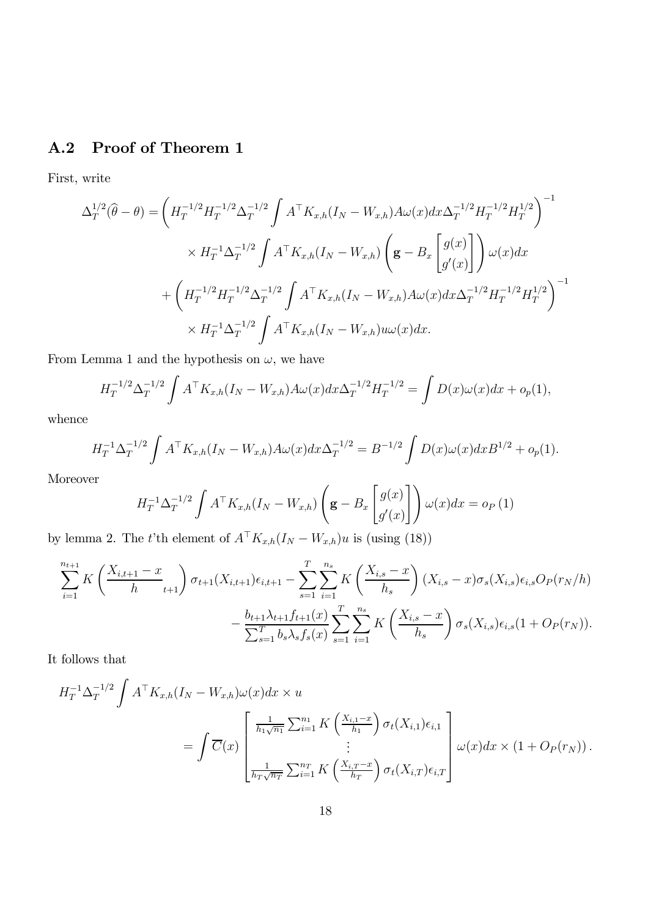## A.2 Proof of Theorem 1

First, write

$$
\begin{aligned}
\Delta_T^{1/2}(\widehat{\theta}-\theta) = &\left( H_T^{-1/2} H_T^{-1/2} \Delta_T^{-1/2} \int A^\top K_{x,h}(I_N - W_{x,h}) A \omega(x) dx \Delta_T^{-1/2} H_T^{-1/2} H_T^{1/2} \right)^{-1} \\
&\times H_T^{-1} \Delta_T^{-1/2} \int A^\top K_{x,h}(I_N - W_{x,h}) \left( \mathbf{g} - B_x \begin{bmatrix} g(x) \\ g'(x) \end{bmatrix} \right) \omega(x) dx \\
&+ \left( H_T^{-1/2} H_T^{-1/2} \Delta_T^{-1/2} \int A^\top K_{x,h}(I_N - W_{x,h}) A \omega(x) dx \Delta_T^{-1/2} H_T^{-1/2} H_T^{1/2} \right)^{-1} \\
&\times H_T^{-1} \Delta_T^{-1/2} \int A^\top K_{x,h}(I_N - W_{x,h}) u \omega(x) dx.
\end{aligned}
$$

From Lemma 1 and the hypothesis on $\omega$, we have

$$
H_T^{-1/2} \Delta_T^{-1/2} \int A^\top K_{x,h}(I_N - W_{x,h}) A \omega(x) dx \Delta_T^{-1/2} H_T^{-1/2} = \int D(x) \omega(x) dx + o_p(1),
$$

whence

$$
H_T^{-1} \Delta_T^{-1/2} \int A^\top K_{x,h}(I_N - W_{x,h}) A \omega(x) dx \Delta_T^{-1/2} = B^{-1/2} \int D(x) \omega(x) dx B^{1/2} + o_p(1).
$$

Moreover

$$
H_T^{-1} \Delta_T^{-1/2} \int A^\top K_{x,h}(I_N - W_{x,h}) \left( \mathbf{g} - B_x \begin{bmatrix} g(x) \\ g'(x) \end{bmatrix} \right) \omega(x) dx = o_P(1)
$$

by lemma 2. The $t$'th element of $A^\top K_{x,h}(I_N - W_{x,h})u$ is (using (18))

$$
\begin{aligned}
\sum_{i=1}^{n_{t+1}} K\left( \frac{X_{i,t+1}-x}{h}_{t+1} \right) \sigma_{t+1}(X_{i,t+1}) \epsilon_{i,t+1} - \sum_{s=1}^{T} \sum_{i=1}^{n_s} K\left( \frac{X_{i,s}-x}{h_s} \right) (X_{i,s}-x) \sigma_s(X_{i,s}) \epsilon_{i,s} O_P(r_N/h) \\
- \frac{b_{t+1} \lambda_{t+1} f_{t+1}(x)}{\sum_{s=1}^{T} b_s \lambda_s f_s(x)} \sum_{s=1}^{T} \sum_{i=1}^{n_s} K\left( \frac{X_{i,s}-x}{h_s} \right) \sigma_s(X_{i,s}) \epsilon_{i,s} (1 + O_P(r_N)).
\end{aligned}
$$

It follows that

$$
\begin{aligned}
&H_T^{-1} \Delta_T^{-1/2} \int A^\top K_{x,h}(I_N - W_{x,h}) \omega(x) dx \times u \\
&\qquad = \int \overline{C}(x) \begin{bmatrix} \frac{1}{h_1 \sqrt{n_1}} \sum_{i=1}^{n_1} K\left( \frac{X_{i,1}-x}{h_1} \right) \sigma_t(X_{i,1}) \epsilon_{i,1} \\ \vdots \\ \frac{1}{h_T \sqrt{n_T}} \sum_{i=1}^{n_T} K\left( \frac{X_{i,T}-x}{h_T} \right) \sigma_t(X_{i,T}) \epsilon_{i,T} \end{bmatrix} \omega(x) dx \times (1 + O_P(r_N)).
\end{aligned}
$$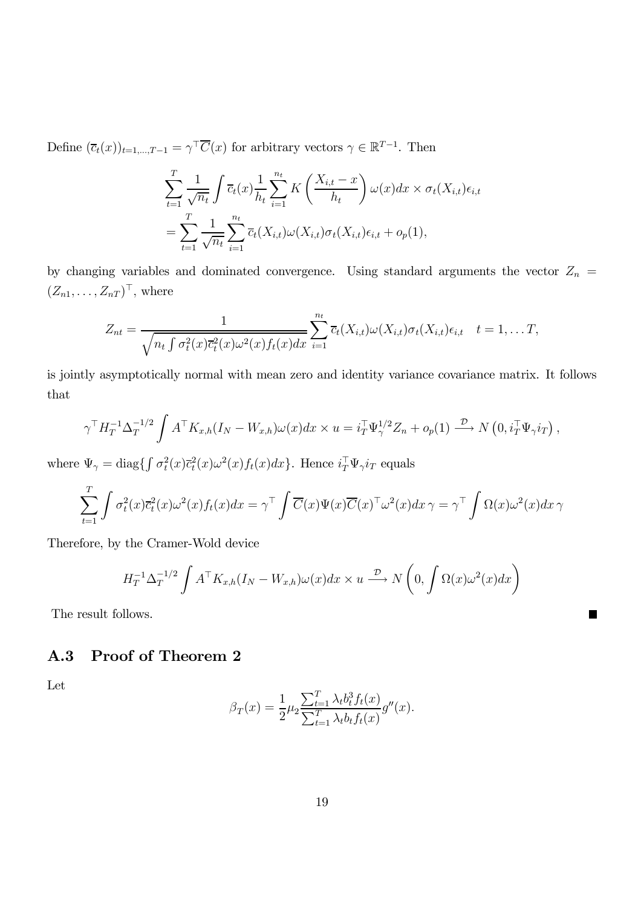Define $(\overline{c}_t(x))_{t=1,\ldots,T-1} = \gamma^\top \overline{C}(x)$ for arbitrary vectors $\gamma \in \mathbb{R}^{T-1}$. Then

$$
\begin{aligned}
&\sum_{t=1}^{T} \frac{1}{\sqrt{n_t}} \int \overline{c}_t(x) \frac{1}{h_t} \sum_{i=1}^{n_t} K\left(\frac{X_{i,t}-x}{h_t}\right) \omega(x) dx \times \sigma_t(X_{i,t})\epsilon_{i,t} \\
&= \sum_{t=1}^{T} \frac{1}{\sqrt{n_t}} \sum_{i=1}^{n_t} \overline{c}_t(X_{i,t}) \omega(X_{i,t}) \sigma_t(X_{i,t}) \epsilon_{i,t} + o_p(1),
\end{aligned}
$$

by changing variables and dominated convergence. Using standard arguments the vector $Z_n = (Z_{n1}, \ldots, Z_{nT})^\top$, where

$$
Z_{nt} = \frac{1}{\sqrt{n_t \int \sigma_t^2(x) \overline{c}_t^2(x) \omega^2(x) f_t(x) dx}} \sum_{i=1}^{n_t} \overline{c}_t(X_{i,t}) \omega(X_{i,t}) \sigma_t(X_{i,t}) \epsilon_{i,t} \quad t = 1, \ldots T,
$$

is jointly asymptotically normal with mean zero and identity variance covariance matrix. It follows that

$$
\gamma^\top H_T^{-1} \Delta_T^{-1/2} \int A^\top K_{x,h}(I_N - W_{x,h}) \omega(x) dx \times u = i_T^\top \Psi_\gamma^{1/2} Z_n + o_p(1) \xrightarrow{\mathcal{D}} N\left(0, i_T^\top \Psi_\gamma i_T\right),
$$

where $\Psi_\gamma = \mathrm{diag}\{\int \sigma_t^2(x) \overline{c}_t^2(x) \omega^2(x) f_t(x) dx\}$. Hence $i_T^\top \Psi_\gamma i_T$ equals

$$
\sum_{t=1}^{T} \int \sigma_t^2(x) \overline{c}_t^2(x) \omega^2(x) f_t(x) dx = \gamma^\top \int \overline{C}(x) \Psi(x) \overline{C}(x)^\top \omega^2(x) dx \, \gamma = \gamma^\top \int \Omega(x) \omega^2(x) dx \, \gamma
$$

Therefore, by the Cramer-Wold device

$$
H_T^{-1} \Delta_T^{-1/2} \int A^\top K_{x,h}(I_N - W_{x,h}) \omega(x) dx \times u \xrightarrow{\mathcal{D}} N\left(0, \int \Omega(x) \omega^2(x) dx\right)
$$

The result follows. ■

## A.3 Proof of Theorem 2

Let

$$
\beta_T(x) = \frac{1}{2} \mu_2 \frac{\sum_{t=1}^{T} \lambda_t b_t^3 f_t(x)}{\sum_{t=1}^{T} \lambda_t b_t f_t(x)} g''(x).
$$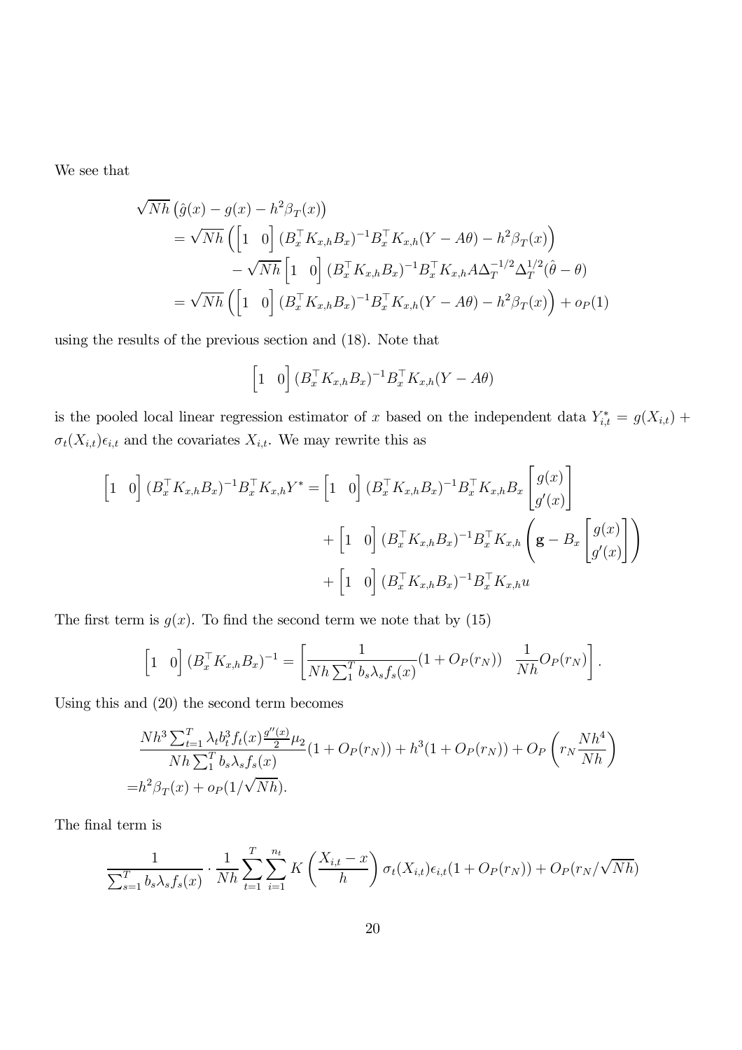We see that

$$
\begin{aligned}
\sqrt{Nh}\left(\hat{g}(x) - g(x) - h^2\beta_T(x)\right)
&= \sqrt{Nh}\left(\begin{bmatrix}1 & 0\end{bmatrix}(B_x^\top K_{x,h}B_x)^{-1}B_x^\top K_{x,h}(Y - A\theta) - h^2\beta_T(x)\right) \\
&\quad - \sqrt{Nh}\begin{bmatrix}1 & 0\end{bmatrix}(B_x^\top K_{x,h}B_x)^{-1}B_x^\top K_{x,h}A\Delta_T^{-1/2}\Delta_T^{1/2}(\hat{\theta} - \theta) \\
&= \sqrt{Nh}\left(\begin{bmatrix}1 & 0\end{bmatrix}(B_x^\top K_{x,h}B_x)^{-1}B_x^\top K_{x,h}(Y - A\theta) - h^2\beta_T(x)\right) + o_P(1)
\end{aligned}
$$

using the results of the previous section and (18). Note that

$$
\begin{bmatrix}1 & 0\end{bmatrix}(B_x^\top K_{x,h}B_x)^{-1}B_x^\top K_{x,h}(Y - A\theta)
$$

is the pooled local linear regression estimator of $x$ based on the independent data $Y_{i,t}^* = g(X_{i,t}) + \sigma_t(X_{i,t})\epsilon_{i,t}$ and the covariates $X_{i,t}$. We may rewrite this as

$$
\begin{aligned}
\begin{bmatrix}1 & 0\end{bmatrix}(B_x^\top K_{x,h}B_x)^{-1}B_x^\top K_{x,h}Y^* &= \begin{bmatrix}1 & 0\end{bmatrix}(B_x^\top K_{x,h}B_x)^{-1}B_x^\top K_{x,h}B_x\begin{bmatrix}g(x) \\ g'(x)\end{bmatrix} \\
&\quad + \begin{bmatrix}1 & 0\end{bmatrix}(B_x^\top K_{x,h}B_x)^{-1}B_x^\top K_{x,h}\left(\mathbf{g} - B_x\begin{bmatrix}g(x) \\ g'(x)\end{bmatrix}\right) \\
&\quad + \begin{bmatrix}1 & 0\end{bmatrix}(B_x^\top K_{x,h}B_x)^{-1}B_x^\top K_{x,h}u
\end{aligned}
$$

The first term is $g(x)$. To find the second term we note that by (15)

$$
\begin{bmatrix}1 & 0\end{bmatrix}(B_x^\top K_{x,h}B_x)^{-1} = \left[\frac{1}{Nh\sum_1^T b_s\lambda_s f_s(x)}(1 + O_P(r_N)) \quad \frac{1}{Nh}O_P(r_N)\right].
$$

Using this and (20) the second term becomes

$$
\begin{aligned}
&\frac{Nh^3\sum_{t=1}^T \lambda_t b_t^3 f_t(x)\frac{g''(x)}{2}\mu_2}{Nh\sum_1^T b_s\lambda_s f_s(x)}(1 + O_P(r_N)) + h^3(1 + O_P(r_N)) + O_P\left(r_N\frac{Nh^4}{Nh}\right) \\
=& h^2\beta_T(x) + o_P(1/\sqrt{Nh}).
\end{aligned}
$$

The final term is

$$
\frac{1}{\sum_{s=1}^T b_s\lambda_s f_s(x)} \cdot \frac{1}{Nh}\sum_{t=1}^T\sum_{i=1}^{n_t} K\left(\frac{X_{i,t} - x}{h}\right)\sigma_t(X_{i,t})\epsilon_{i,t}(1 + O_P(r_N)) + O_P(r_N/\sqrt{Nh})
$$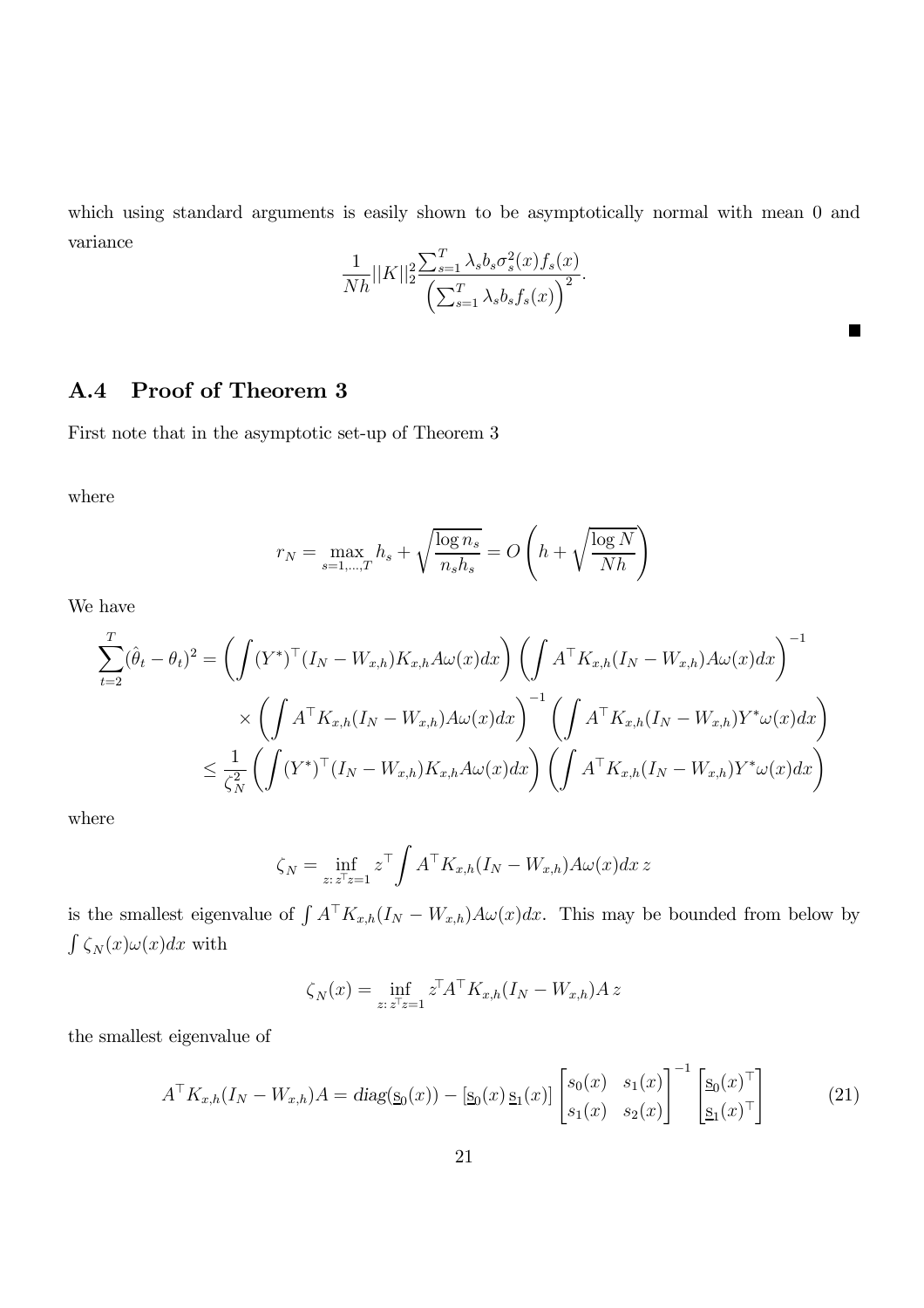which using standard arguments is easily shown to be asymptotically normal with mean 0 and variance

$$\frac{1}{Nh}||K||_2^2 \frac{\sum_{s=1}^{T} \lambda_s b_s \sigma_s^2(x) f_s(x)}{\left(\sum_{s=1}^{T} \lambda_s b_s f_s(x)\right)^2}.$$

■

## A.4 Proof of Theorem 3

First note that in the asymptotic set-up of Theorem 3

where

$$r_N = \max_{s=1,\ldots,T} h_s + \sqrt{\frac{\log n_s}{n_s h_s}} = O\left(h + \sqrt{\frac{\log N}{Nh}}\right)$$

We have

$$\begin{aligned}
\sum_{t=2}^{T} (\hat{\theta}_t - \theta_t)^2 &= \left(\int (Y^*)^\top (I_N - W_{x,h}) K_{x,h} A \omega(x) dx\right) \left(\int A^\top K_{x,h} (I_N - W_{x,h}) A \omega(x) dx\right)^{-1} \\
&\quad \times \left(\int A^\top K_{x,h} (I_N - W_{x,h}) A \omega(x) dx\right)^{-1} \left(\int A^\top K_{x,h} (I_N - W_{x,h}) Y^* \omega(x) dx\right) \\
&\leq \frac{1}{\zeta_N^2} \left(\int (Y^*)^\top (I_N - W_{x,h}) K_{x,h} A \omega(x) dx\right) \left(\int A^\top K_{x,h} (I_N - W_{x,h}) Y^* \omega(x) dx\right)
\end{aligned}$$

where

$$\zeta_N = \inf_{z:\, z^\top z = 1} z^\top \int A^\top K_{x,h} (I_N - W_{x,h}) A \omega(x) dx\, z$$

is the smallest eigenvalue of $\int A^\top K_{x,h} (I_N - W_{x,h}) A \omega(x) dx$. This may be bounded from below by $\int \zeta_N(x) \omega(x) dx$ with

$$\zeta_N(x) = \inf_{z:\, z^\top z = 1} z^\top A^\top K_{x,h} (I_N - W_{x,h}) A\, z$$

the smallest eigenvalue of

$$A^\top K_{x,h} (I_N - W_{x,h}) A = diag(\underline{s}_0(x)) - [\underline{s}_0(x)\, \underline{s}_1(x)] \begin{bmatrix} s_0(x) & s_1(x) \\ s_1(x) & s_2(x) \end{bmatrix}^{-1} \begin{bmatrix} \underline{s}_0(x)^\top \\ \underline{s}_1(x)^\top \end{bmatrix} \tag{21}$$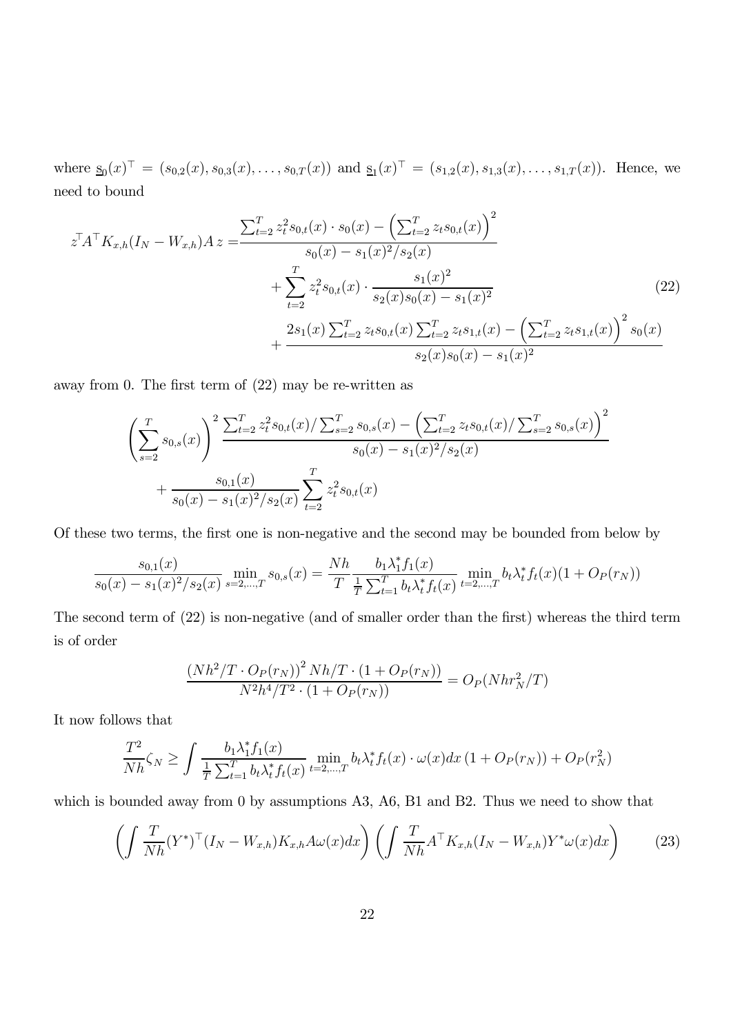where $\underline{s}_0(x)^\top = (s_{0,2}(x), s_{0,3}(x), \ldots, s_{0,T}(x))$ and $\underline{s}_1(x)^\top = (s_{1,2}(x), s_{1,3}(x), \ldots, s_{1,T}(x))$. Hence, we need to bound

$$
\begin{aligned}
z^\top A^\top K_{x,h}(I_N - W_{x,h})A\, z = & \frac{\sum_{t=2}^T z_t^2 s_{0,t}(x) \cdot s_0(x) - \left(\sum_{t=2}^T z_t s_{0,t}(x)\right)^2}{s_0(x) - s_1(x)^2/s_2(x)} \\
& + \sum_{t=2}^T z_t^2 s_{0,t}(x) \cdot \frac{s_1(x)^2}{s_2(x)s_0(x) - s_1(x)^2} \\
& + \frac{2s_1(x)\sum_{t=2}^T z_t s_{0,t}(x) \sum_{t=2}^T z_t s_{1,t}(x) - \left(\sum_{t=2}^T z_t s_{1,t}(x)\right)^2 s_0(x)}{s_2(x)s_0(x) - s_1(x)^2}
\end{aligned}
\tag{22}
$$

away from 0. The first term of (22) may be re-written as

$$
\begin{aligned}
& \left(\sum_{s=2}^T s_{0,s}(x)\right)^2 \frac{\sum_{t=2}^T z_t^2 s_{0,t}(x)/\sum_{s=2}^T s_{0,s}(x) - \left(\sum_{t=2}^T z_t s_{0,t}(x)/\sum_{s=2}^T s_{0,s}(x)\right)^2}{s_0(x) - s_1(x)^2/s_2(x)} \\
& \quad + \frac{s_{0,1}(x)}{s_0(x) - s_1(x)^2/s_2(x)} \sum_{t=2}^T z_t^2 s_{0,t}(x)
\end{aligned}
$$

Of these two terms, the first one is non-negative and the second may be bounded from below by

$$
\frac{s_{0,1}(x)}{s_0(x) - s_1(x)^2/s_2(x)} \min_{s=2,\ldots,T} s_{0,s}(x) = \frac{Nh}{T} \frac{b_1 \lambda_1^* f_1(x)}{\frac{1}{T}\sum_{t=1}^T b_t \lambda_t^* f_t(x)} \min_{t=2,\ldots,T} b_t \lambda_t^* f_t(x)(1 + O_P(r_N))
$$

The second term of (22) is non-negative (and of smaller order than the first) whereas the third term is of order

$$
\frac{\left(Nh^2/T \cdot O_P(r_N)\right)^2 Nh/T \cdot (1 + O_P(r_N))}{N^2h^4/T^2 \cdot (1 + O_P(r_N))} = O_P(Nhr_N^2/T)
$$

It now follows that

$$
\frac{T^2}{Nh}\zeta_N \geq \int \frac{b_1 \lambda_1^* f_1(x)}{\frac{1}{T}\sum_{t=1}^T b_t \lambda_t^* f_t(x)} \min_{t=2,\ldots,T} b_t \lambda_t^* f_t(x) \cdot \omega(x) dx \,(1 + O_P(r_N)) + O_P(r_N^2)
$$

which is bounded away from 0 by assumptions A3, A6, B1 and B2. Thus we need to show that

$$
\left(\int \frac{T}{Nh}(Y^*)^\top (I_N - W_{x,h})K_{x,h}A\omega(x)dx\right)\left(\int \frac{T}{Nh}A^\top K_{x,h}(I_N - W_{x,h})Y^*\omega(x)dx\right)
\tag{23}
$$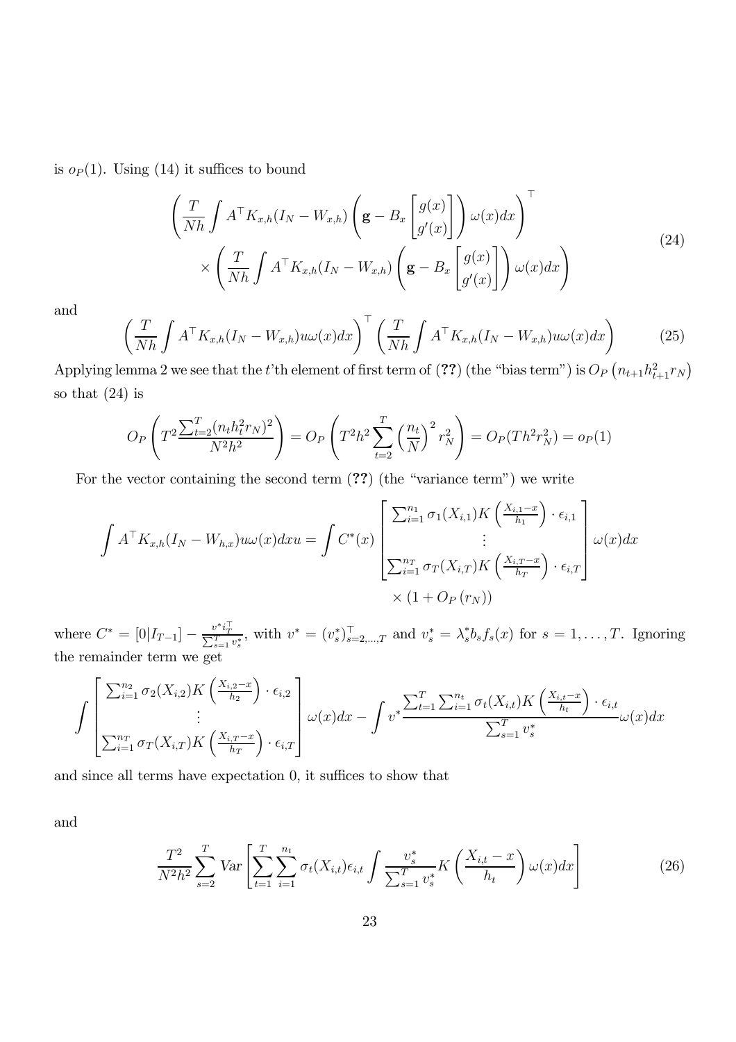is $o_P(1)$. Using (14) it suffices to bound

$$
\left( \frac{T}{Nh} \int A^\top K_{x,h}(I_N - W_{x,h}) \left( \mathbf{g} - B_x \begin{bmatrix} g(x) \\ g'(x) \end{bmatrix} \right) \omega(x) dx \right)^\top \\
\times \left( \frac{T}{Nh} \int A^\top K_{x,h}(I_N - W_{x,h}) \left( \mathbf{g} - B_x \begin{bmatrix} g(x) \\ g'(x) \end{bmatrix} \right) \omega(x) dx \right) \tag{24}
$$

and

$$
\left( \frac{T}{Nh} \int A^\top K_{x,h}(I_N - W_{x,h}) u \omega(x) dx \right)^\top \left( \frac{T}{Nh} \int A^\top K_{x,h}(I_N - W_{x,h}) u \omega(x) dx \right) \tag{25}
$$

Applying lemma 2 we see that the $t$'th element of first term of (??) (the "bias term") is $O_P\left(n_{t+1} h_{t+1}^2 r_N\right)$ so that (24) is

$$
O_P\left( T^2 \frac{\sum_{t=2}^T (n_t h_t^2 r_N)^2}{N^2 h^2} \right) = O_P\left( T^2 h^2 \sum_{t=2}^T \left( \frac{n_t}{N} \right)^2 r_N^2 \right) = O_P(T h^2 r_N^2) = o_P(1)
$$

For the vector containing the second term (??) (the "variance term") we write

$$
\int A^\top K_{x,h}(I_N - W_{h,x}) u \omega(x) dx u = \int C^*(x) \begin{bmatrix} \sum_{i=1}^{n_1} \sigma_1(X_{i,1}) K\left( \frac{X_{i,1} - x}{h_1} \right) \cdot \epsilon_{i,1} \\ \vdots \\ \sum_{i=1}^{n_T} \sigma_T(X_{i,T}) K\left( \frac{X_{i,T} - x}{h_T} \right) \cdot \epsilon_{i,T} \end{bmatrix} \omega(x) dx \\
\times (1 + O_P(r_N))
$$

where $C^* = [0|I_{T-1}] - \frac{v^* i_T^\top}{\sum_{s=1}^T v_s^*}$, with $v^* = (v_s^*)_{s=2,\ldots,T}^\top$ and $v_s^* = \lambda_s^* b_s f_s(x)$ for $s = 1, \ldots, T$. Ignoring the remainder term we get

$$
\int \begin{bmatrix} \sum_{i=1}^{n_2} \sigma_2(X_{i,2}) K\left( \frac{X_{i,2} - x}{h_2} \right) \cdot \epsilon_{i,2} \\ \vdots \\ \sum_{i=1}^{n_T} \sigma_T(X_{i,T}) K\left( \frac{X_{i,T} - x}{h_T} \right) \cdot \epsilon_{i,T} \end{bmatrix} \omega(x) dx - \int v^* \frac{\sum_{t=1}^T \sum_{i=1}^{n_t} \sigma_t(X_{i,t}) K\left( \frac{X_{i,t} - x}{h_t} \right) \cdot \epsilon_{i,t}}{\sum_{s=1}^T v_s^*} \omega(x) dx
$$

and since all terms have expectation 0, it suffices to show that

and

$$
\frac{T^2}{N^2 h^2} \sum_{s=2}^T \mathrm{Var}\left[ \sum_{t=1}^T \sum_{i=1}^{n_t} \sigma_t(X_{i,t}) \epsilon_{i,t} \int \frac{v_s^*}{\sum_{s=1}^T v_s^*} K\left( \frac{X_{i,t} - x}{h_t} \right) \omega(x) dx \right] \tag{26}
$$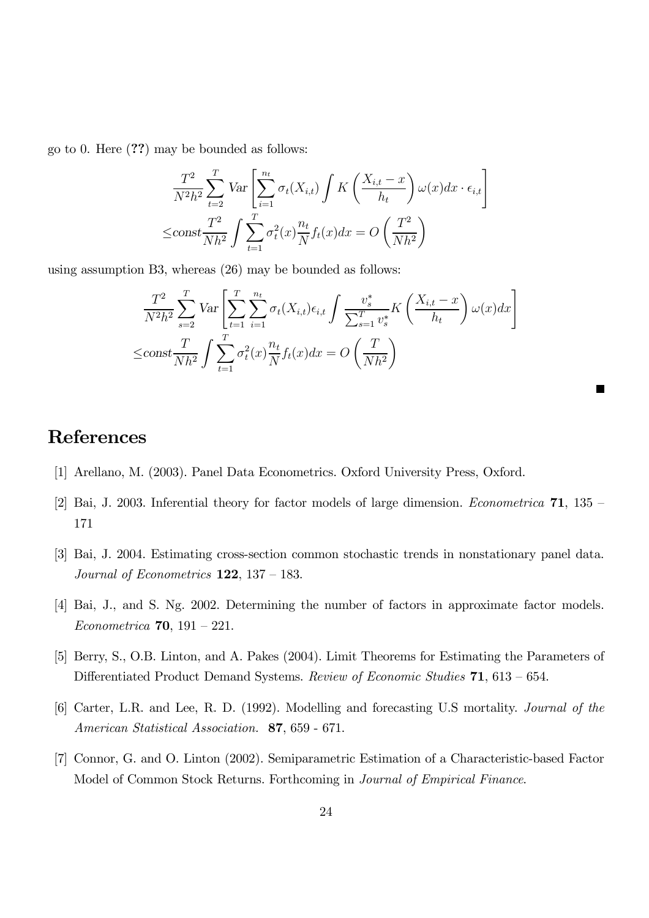go to 0. Here (**??**) may be bounded as follows:

$$\frac{T^2}{N^2h^2}\sum_{t=2}^{T} \text{Var}\left[\sum_{i=1}^{n_t}\sigma_t(X_{i,t})\int K\left(\frac{X_{i,t}-x}{h_t}\right)\omega(x)dx\cdot\epsilon_{i,t}\right]$$
$$\leq \text{const}\frac{T^2}{Nh^2}\int\sum_{t=1}^{T}\sigma_t^2(x)\frac{n_t}{N}f_t(x)dx = O\left(\frac{T^2}{Nh^2}\right)$$

using assumption B3, whereas (26) may be bounded as follows:

$$\frac{T^2}{N^2h^2}\sum_{s=2}^{T} \text{Var}\left[\sum_{t=1}^{T}\sum_{i=1}^{n_t}\sigma_t(X_{i,t})\epsilon_{i,t}\int\frac{v_s^*}{\sum_{s=1}^{T}v_s^*}K\left(\frac{X_{i,t}-x}{h_t}\right)\omega(x)dx\right]$$
$$\leq \text{const}\frac{T}{Nh^2}\int\sum_{t=1}^{T}\sigma_t^2(x)\frac{n_t}{N}f_t(x)dx = O\left(\frac{T}{Nh^2}\right)$$

■

# References

[1] Arellano, M. (2003). Panel Data Econometrics. Oxford University Press, Oxford.

[2] Bai, J. 2003. Inferential theory for factor models of large dimension. *Econometrica* **71**, 135 – 171

[3] Bai, J. 2004. Estimating cross-section common stochastic trends in nonstationary panel data. *Journal of Econometrics* **122**, 137 – 183.

[4] Bai, J., and S. Ng. 2002. Determining the number of factors in approximate factor models. *Econometrica* **70**, 191 – 221.

[5] Berry, S., O.B. Linton, and A. Pakes (2004). Limit Theorems for Estimating the Parameters of Differentiated Product Demand Systems. *Review of Economic Studies* **71**, 613 – 654.

[6] Carter, L.R. and Lee, R. D. (1992). Modelling and forecasting U.S mortality. *Journal of the American Statistical Association.* **87**, 659 - 671.

[7] Connor, G. and O. Linton (2002). Semiparametric Estimation of a Characteristic-based Factor Model of Common Stock Returns. Forthcoming in *Journal of Empirical Finance*.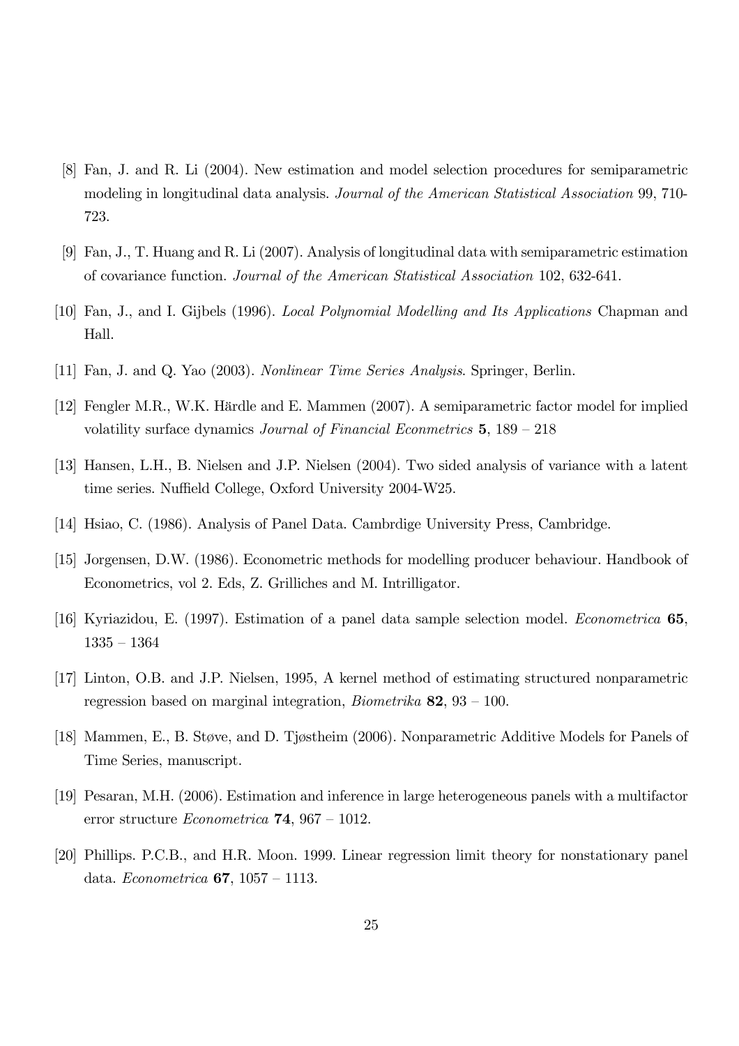[8] Fan, J. and R. Li (2004). New estimation and model selection procedures for semiparametric modeling in longitudinal data analysis. *Journal of the American Statistical Association* 99, 710-723.

[9] Fan, J., T. Huang and R. Li (2007). Analysis of longitudinal data with semiparametric estimation of covariance function. *Journal of the American Statistical Association* 102, 632-641.

[10] Fan, J., and I. Gijbels (1996). *Local Polynomial Modelling and Its Applications* Chapman and Hall.

[11] Fan, J. and Q. Yao (2003). *Nonlinear Time Series Analysis*. Springer, Berlin.

[12] Fengler M.R., W.K. Härdle and E. Mammen (2007). A semiparametric factor model for implied volatility surface dynamics *Journal of Financial Econmetrics* **5**, 189 – 218

[13] Hansen, L.H., B. Nielsen and J.P. Nielsen (2004). Two sided analysis of variance with a latent time series. Nuffield College, Oxford University 2004-W25.

[14] Hsiao, C. (1986). Analysis of Panel Data. Cambrdige University Press, Cambridge.

[15] Jorgensen, D.W. (1986). Econometric methods for modelling producer behaviour. Handbook of Econometrics, vol 2. Eds, Z. Grilliches and M. Intrilligator.

[16] Kyriazidou, E. (1997). Estimation of a panel data sample selection model. *Econometrica* **65**, 1335 – 1364

[17] Linton, O.B. and J.P. Nielsen, 1995, A kernel method of estimating structured nonparametric regression based on marginal integration, *Biometrika* **82**, 93 – 100.

[18] Mammen, E., B. Støve, and D. Tjøstheim (2006). Nonparametric Additive Models for Panels of Time Series, manuscript.

[19] Pesaran, M.H. (2006). Estimation and inference in large heterogeneous panels with a multifactor error structure *Econometrica* **74**, 967 – 1012.

[20] Phillips. P.C.B., and H.R. Moon. 1999. Linear regression limit theory for nonstationary panel data. *Econometrica* **67**, 1057 – 1113.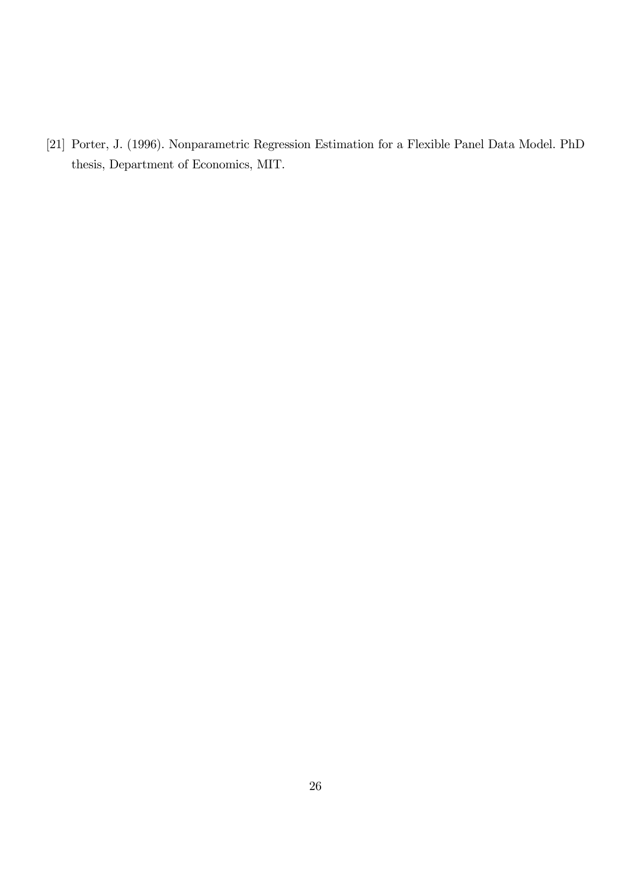[21] Porter, J. (1996). Nonparametric Regression Estimation for a Flexible Panel Data Model. PhD thesis, Department of Economics, MIT.